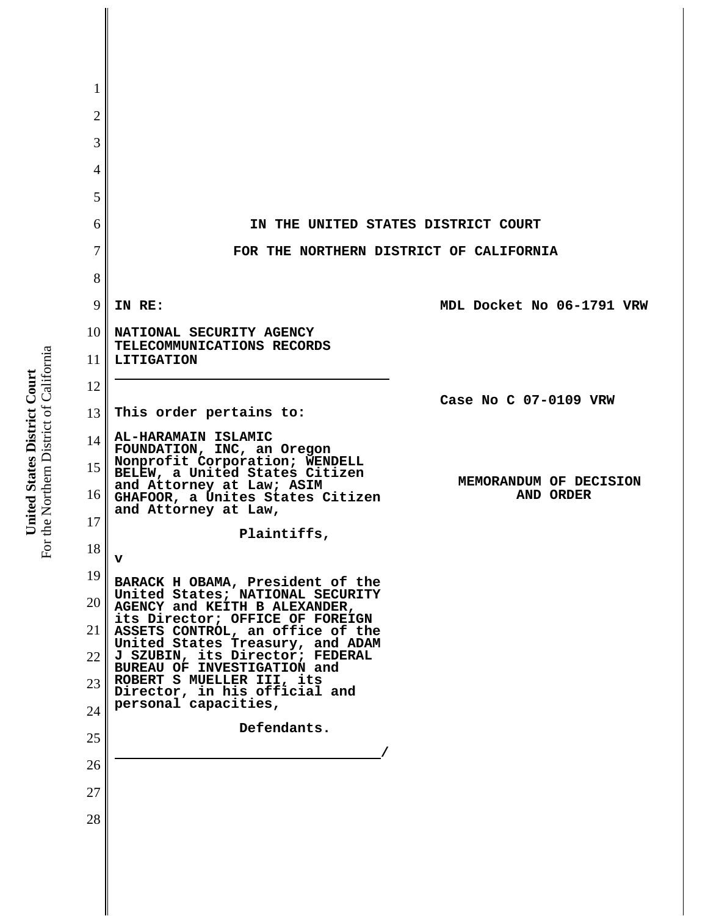# IN THE UNITED STATES DISTRICT COURT

# FOR THE NORTHERN DISTRICT OF CALIFORNIA

| | |
|---|---|
| **IN RE:** <br><br> **NATIONAL SECURITY AGENCY TELECOMMUNICATIONS RECORDS LITIGATION** | **MDL Docket No 06-1791 VRW** |
| **This order pertains to:** <br><br> **AL-HARAMAIN ISLAMIC FOUNDATION, INC, an Oregon Nonprofit Corporation; WENDELL BELEW, a United States Citizen and Attorney at Law; ASIM GHAFOOR, a Unites States Citizen and Attorney at Law,** <br><br> **Plaintiffs,** <br><br> **v** <br><br> **BARACK H OBAMA, President of the United States; NATIONAL SECURITY AGENCY and KEITH B ALEXANDER, its Director; OFFICE OF FOREIGN ASSETS CONTROL, an office of the United States Treasury, and ADAM J SZUBIN, its Director; FEDERAL BUREAU OF INVESTIGATION and ROBERT S MUELLER III, its Director, in his official and personal capacities,** <br><br> **Defendants.** <br> **/** | **Case No C 07-0109 VRW** <br><br> **MEMORANDUM OF DECISION AND ORDER** |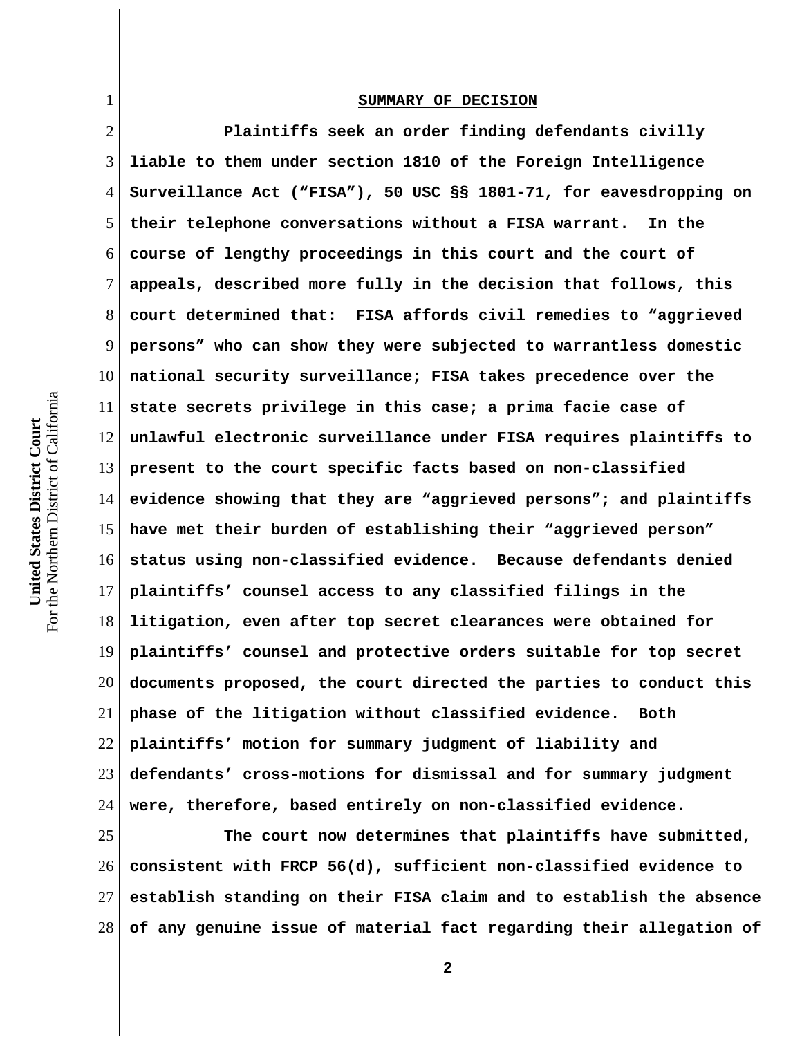## SUMMARY OF DECISION

**Plaintiffs seek an order finding defendants civilly liable to them under section 1810 of the Foreign Intelligence Surveillance Act ("FISA"), 50 USC §§ 1801-71, for eavesdropping on their telephone conversations without a FISA warrant. In the course of lengthy proceedings in this court and the court of appeals, described more fully in the decision that follows, this court determined that: FISA affords civil remedies to "aggrieved persons" who can show they were subjected to warrantless domestic national security surveillance; FISA takes precedence over the state secrets privilege in this case; a prima facie case of unlawful electronic surveillance under FISA requires plaintiffs to present to the court specific facts based on non-classified evidence showing that they are "aggrieved persons"; and plaintiffs have met their burden of establishing their "aggrieved person" status using non-classified evidence. Because defendants denied plaintiffs' counsel access to any classified filings in the litigation, even after top secret clearances were obtained for plaintiffs' counsel and protective orders suitable for top secret documents proposed, the court directed the parties to conduct this phase of the litigation without classified evidence. Both plaintiffs' motion for summary judgment of liability and defendants' cross-motions for dismissal and for summary judgment were, therefore, based entirely on non-classified evidence.**

**The court now determines that plaintiffs have submitted, consistent with FRCP 56(d), sufficient non-classified evidence to establish standing on their FISA claim and to establish the absence of any genuine issue of material fact regarding their allegation of**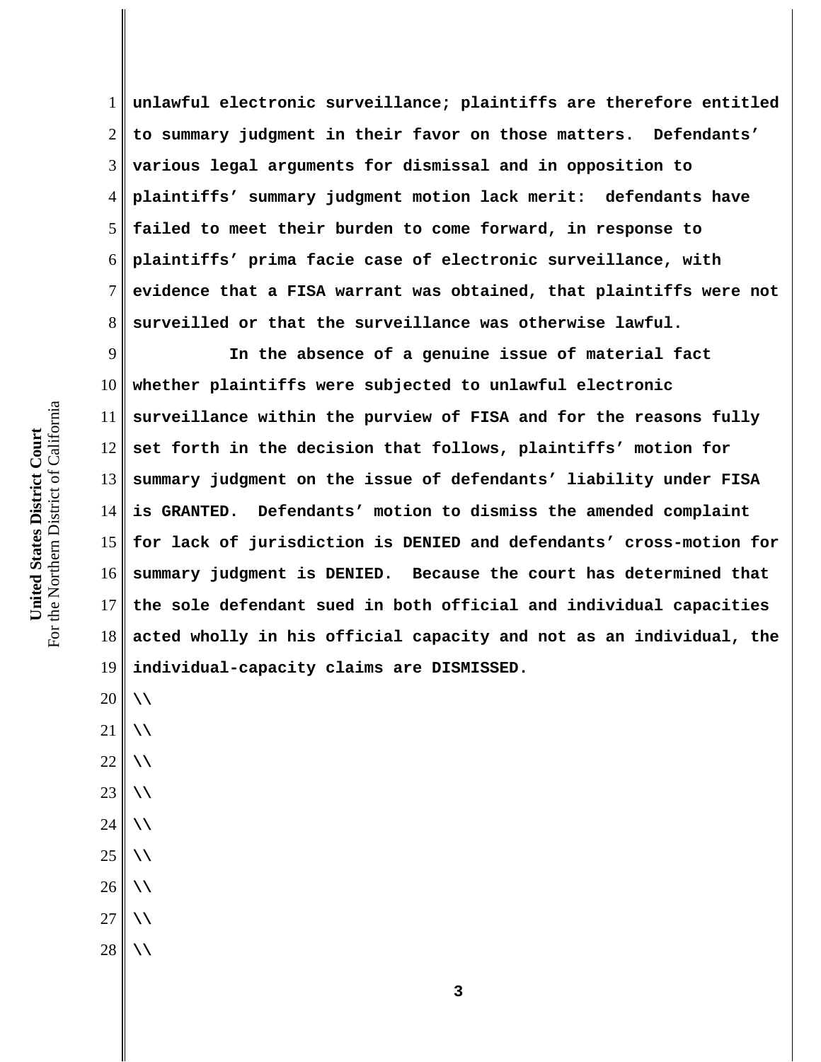**unlawful electronic surveillance; plaintiffs are therefore entitled to summary judgment in their favor on those matters. Defendants' various legal arguments for dismissal and in opposition to plaintiffs' summary judgment motion lack merit: defendants have failed to meet their burden to come forward, in response to plaintiffs' prima facie case of electronic surveillance, with evidence that a FISA warrant was obtained, that plaintiffs were not surveilled or that the surveillance was otherwise lawful.**

**In the absence of a genuine issue of material fact whether plaintiffs were subjected to unlawful electronic surveillance within the purview of FISA and for the reasons fully set forth in the decision that follows, plaintiffs' motion for summary judgment on the issue of defendants' liability under FISA is GRANTED. Defendants' motion to dismiss the amended complaint for lack of jurisdiction is DENIED and defendants' cross-motion for summary judgment is DENIED. Because the court has determined that the sole defendant sued in both official and individual capacities acted wholly in his official capacity and not as an individual, the individual-capacity claims are DISMISSED.**

\\

\\

\\

\\

\\

\\

\\

\\

\\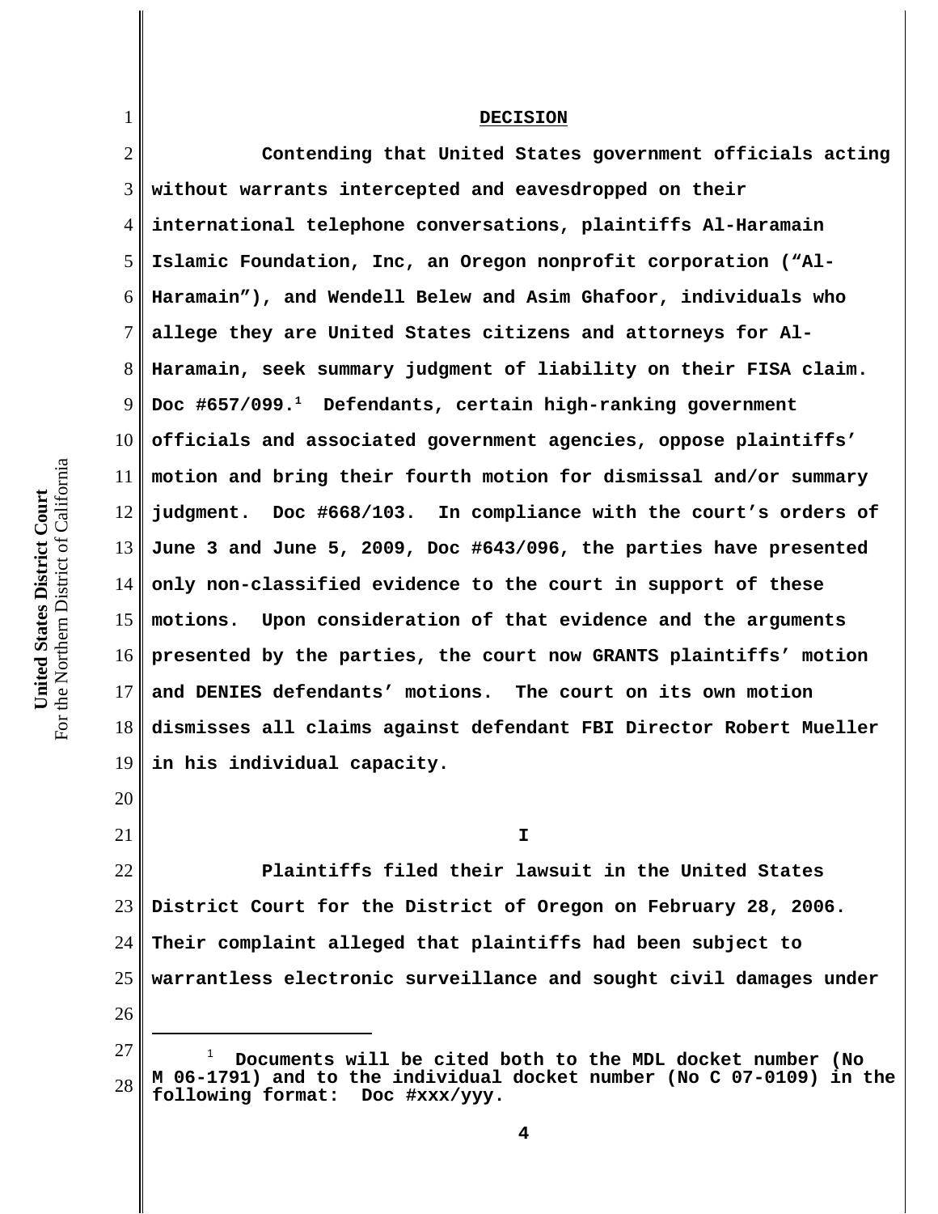## DECISION

Contending that United States government officials acting without warrants intercepted and eavesdropped on their international telephone conversations, plaintiffs Al-Haramain Islamic Foundation, Inc, an Oregon nonprofit corporation ("Al-Haramain"), and Wendell Belew and Asim Ghafoor, individuals who allege they are United States citizens and attorneys for Al-Haramain, seek summary judgment of liability on their FISA claim. Doc #657/099.[1] Defendants, certain high-ranking government officials and associated government agencies, oppose plaintiffs' motion and bring their fourth motion for dismissal and/or summary judgment. Doc #668/103. In compliance with the court's orders of June 3 and June 5, 2009, Doc #643/096, the parties have presented only non-classified evidence to the court in support of these motions. Upon consideration of that evidence and the arguments presented by the parties, the court now GRANTS plaintiffs' motion and DENIES defendants' motions. The court on its own motion dismisses all claims against defendant FBI Director Robert Mueller in his individual capacity.

## I

Plaintiffs filed their lawsuit in the United States District Court for the District of Oregon on February 28, 2006. Their complaint alleged that plaintiffs had been subject to warrantless electronic surveillance and sought civil damages under

---

[1] Documents will be cited both to the MDL docket number (No M 06-1791) and to the individual docket number (No C 07-0109) in the following format: Doc #xxx/yyy.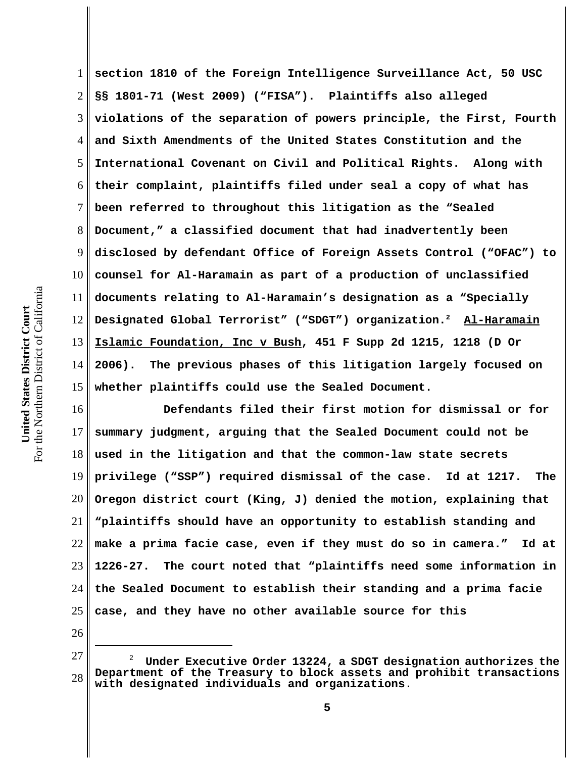section 1810 of the Foreign Intelligence Surveillance Act, 50 USC §§ 1801-71 (West 2009) ("FISA"). Plaintiffs also alleged violations of the separation of powers principle, the First, Fourth and Sixth Amendments of the United States Constitution and the International Covenant on Civil and Political Rights. Along with their complaint, plaintiffs filed under seal a copy of what has been referred to throughout this litigation as the "Sealed Document," a classified document that had inadvertently been disclosed by defendant Office of Foreign Assets Control ("OFAC") to counsel for Al-Haramain as part of a production of unclassified documents relating to Al-Haramain's designation as a "Specially Designated Global Terrorist" ("SDGT") organization.[2] Al-Haramain Islamic Foundation, Inc v Bush, 451 F Supp 2d 1215, 1218 (D Or 2006). The previous phases of this litigation largely focused on whether plaintiffs could use the Sealed Document.

Defendants filed their first motion for dismissal or for summary judgment, arguing that the Sealed Document could not be used in the litigation and that the common-law state secrets privilege ("SSP") required dismissal of the case. Id at 1217. The Oregon district court (King, J) denied the motion, explaining that "plaintiffs should have an opportunity to establish standing and make a prima facie case, even if they must do so in camera." Id at 1226-27. The court noted that "plaintiffs need some information in the Sealed Document to establish their standing and a prima facie case, and they have no other available source for this

[2] Under Executive Order 13224, a SDGT designation authorizes the Department of the Treasury to block assets and prohibit transactions with designated individuals and organizations.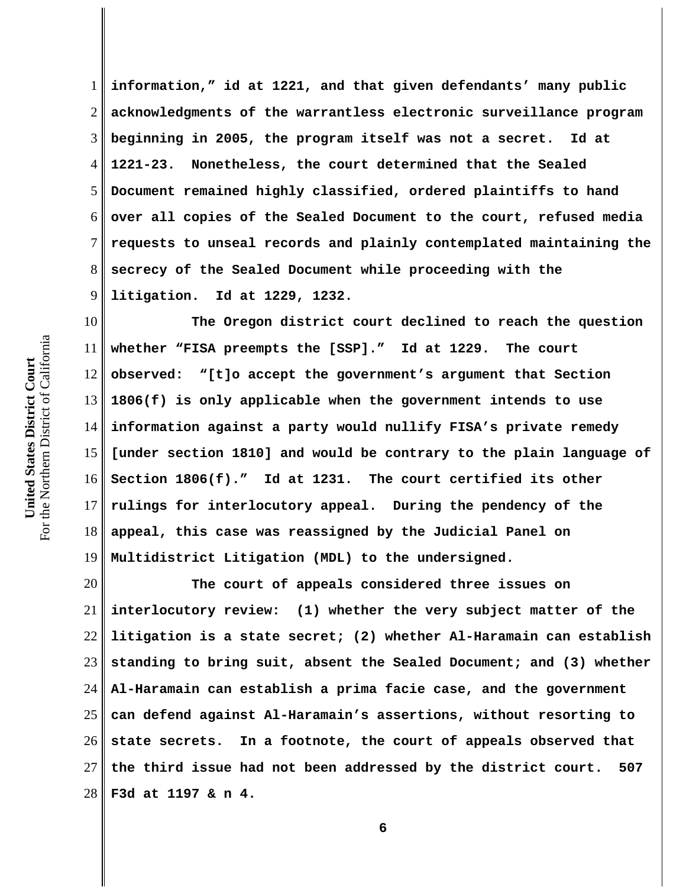information," id at 1221, and that given defendants' many public acknowledgments of the warrantless electronic surveillance program beginning in 2005, the program itself was not a secret. Id at 1221-23. Nonetheless, the court determined that the Sealed Document remained highly classified, ordered plaintiffs to hand over all copies of the Sealed Document to the court, refused media requests to unseal records and plainly contemplated maintaining the secrecy of the Sealed Document while proceeding with the litigation. Id at 1229, 1232.

The Oregon district court declined to reach the question whether "FISA preempts the [SSP]." Id at 1229. The court observed: "[t]o accept the government's argument that Section 1806(f) is only applicable when the government intends to use information against a party would nullify FISA's private remedy [under section 1810] and would be contrary to the plain language of Section 1806(f)." Id at 1231. The court certified its other rulings for interlocutory appeal. During the pendency of the appeal, this case was reassigned by the Judicial Panel on Multidistrict Litigation (MDL) to the undersigned.

The court of appeals considered three issues on interlocutory review: (1) whether the very subject matter of the litigation is a state secret; (2) whether Al-Haramain can establish standing to bring suit, absent the Sealed Document; and (3) whether Al-Haramain can establish a prima facie case, and the government can defend against Al-Haramain's assertions, without resorting to state secrets. In a footnote, the court of appeals observed that the third issue had not been addressed by the district court. 507 F3d at 1197 & n 4.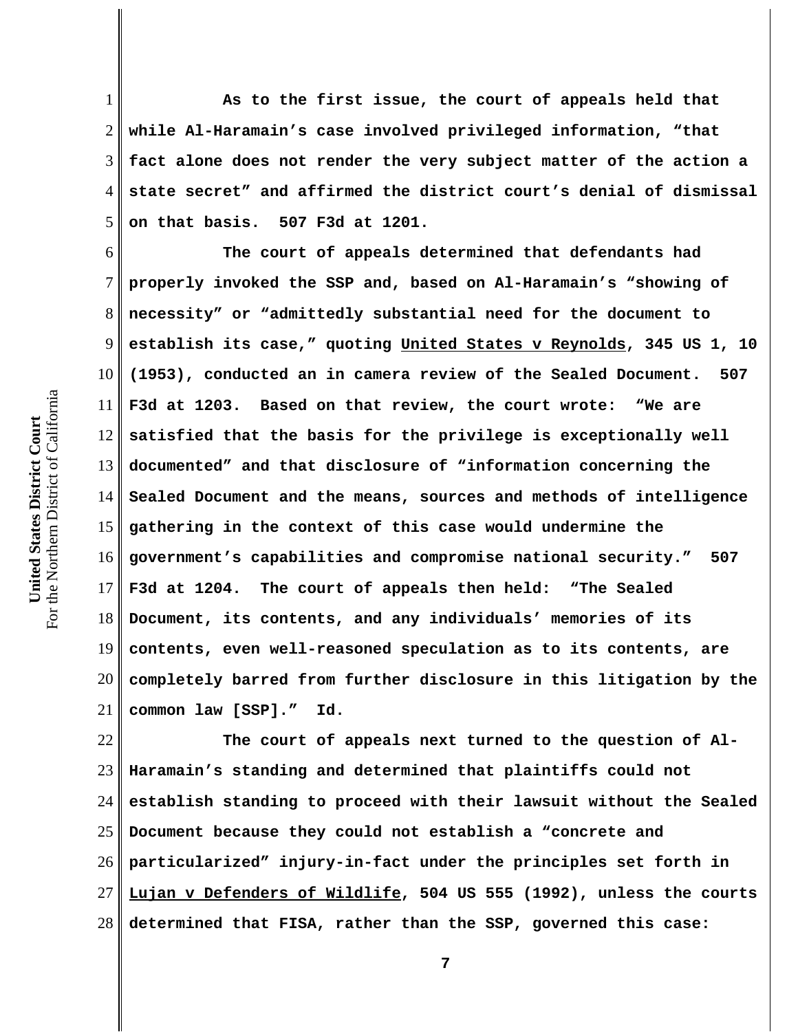As to the first issue, the court of appeals held that while Al-Haramain's case involved privileged information, "that fact alone does not render the very subject matter of the action a state secret" and affirmed the district court's denial of dismissal on that basis. 507 F3d at 1201.

The court of appeals determined that defendants had properly invoked the SSP and, based on Al-Haramain's "showing of necessity" or "admittedly substantial need for the document to establish its case," quoting United States v Reynolds, 345 US 1, 10 (1953), conducted an in camera review of the Sealed Document. 507 F3d at 1203. Based on that review, the court wrote: "We are satisfied that the basis for the privilege is exceptionally well documented" and that disclosure of "information concerning the Sealed Document and the means, sources and methods of intelligence gathering in the context of this case would undermine the government's capabilities and compromise national security." 507 F3d at 1204. The court of appeals then held: "The Sealed Document, its contents, and any individuals' memories of its contents, even well-reasoned speculation as to its contents, are completely barred from further disclosure in this litigation by the common law [SSP]." Id.

The court of appeals next turned to the question of Al-Haramain's standing and determined that plaintiffs could not establish standing to proceed with their lawsuit without the Sealed Document because they could not establish a "concrete and particularized" injury-in-fact under the principles set forth in Lujan v Defenders of Wildlife, 504 US 555 (1992), unless the courts determined that FISA, rather than the SSP, governed this case: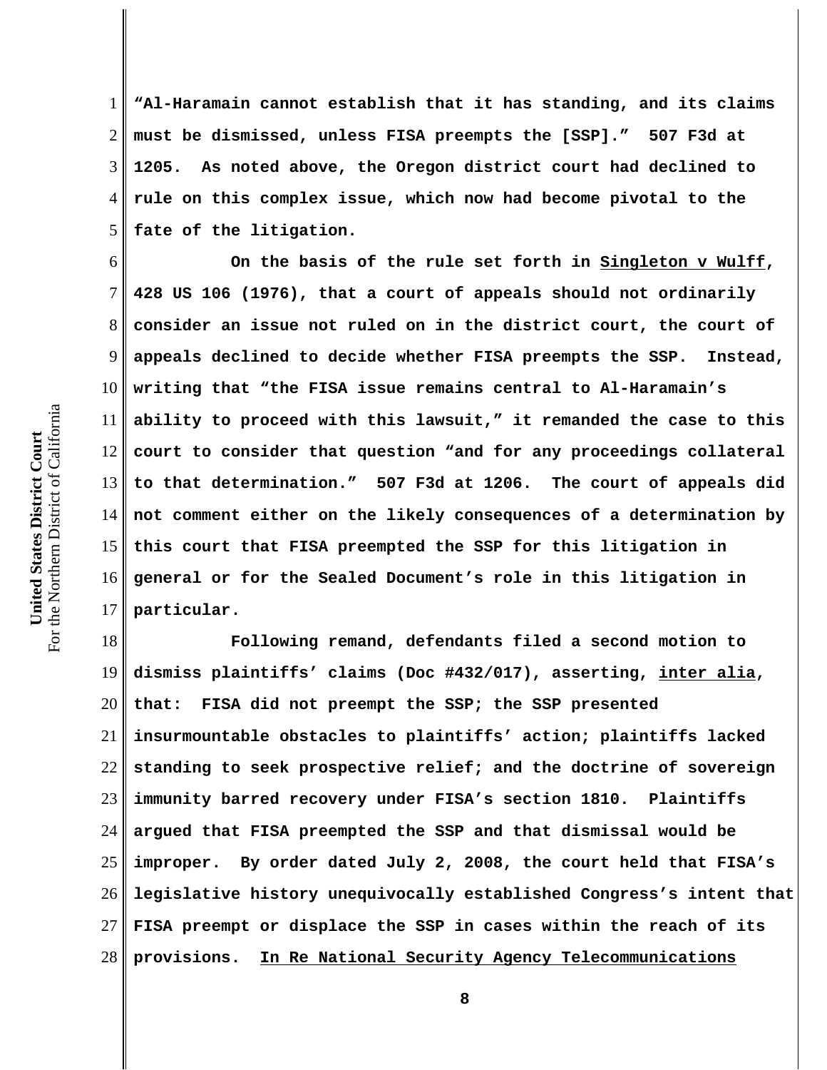"Al-Haramain cannot establish that it has standing, and its claims must be dismissed, unless FISA preempts the [SSP]." 507 F3d at 1205. As noted above, the Oregon district court had declined to rule on this complex issue, which now had become pivotal to the fate of the litigation.

On the basis of the rule set forth in Singleton v Wulff, 428 US 106 (1976), that a court of appeals should not ordinarily consider an issue not ruled on in the district court, the court of appeals declined to decide whether FISA preempts the SSP. Instead, writing that "the FISA issue remains central to Al-Haramain's ability to proceed with this lawsuit," it remanded the case to this court to consider that question "and for any proceedings collateral to that determination." 507 F3d at 1206. The court of appeals did not comment either on the likely consequences of a determination by this court that FISA preempted the SSP for this litigation in general or for the Sealed Document's role in this litigation in particular.

Following remand, defendants filed a second motion to dismiss plaintiffs' claims (Doc #432/017), asserting, *inter alia*, that: FISA did not preempt the SSP; the SSP presented insurmountable obstacles to plaintiffs' action; plaintiffs lacked standing to seek prospective relief; and the doctrine of sovereign immunity barred recovery under FISA's section 1810. Plaintiffs argued that FISA preempted the SSP and that dismissal would be improper. By order dated July 2, 2008, the court held that FISA's legislative history unequivocally established Congress's intent that FISA preempt or displace the SSP in cases within the reach of its provisions. In Re National Security Agency Telecommunications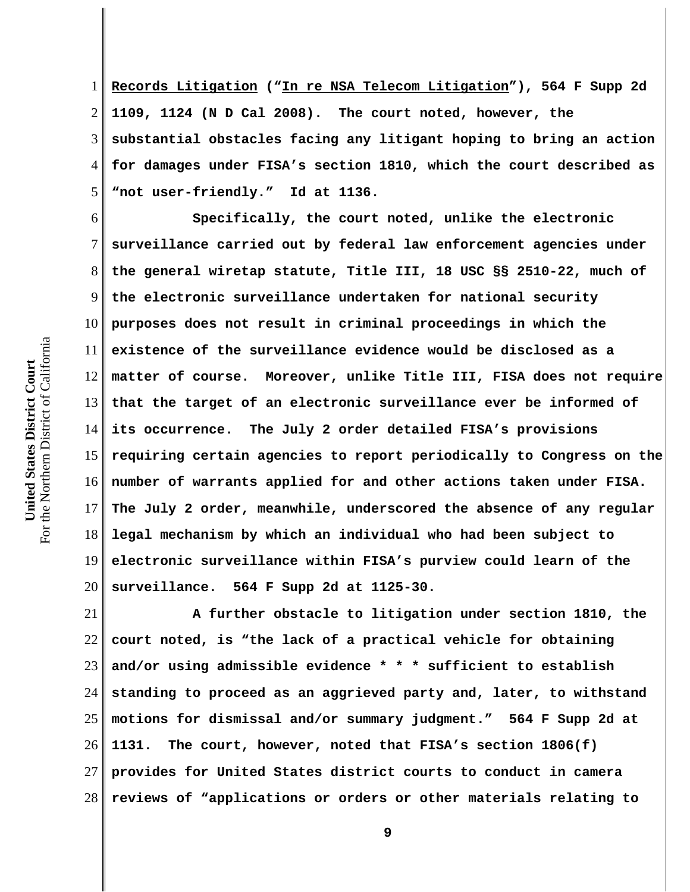Records Litigation ("In re NSA Telecom Litigation"), 564 F Supp 2d 1109, 1124 (N D Cal 2008). The court noted, however, the substantial obstacles facing any litigant hoping to bring an action for damages under FISA's section 1810, which the court described as "not user-friendly." Id at 1136.

Specifically, the court noted, unlike the electronic surveillance carried out by federal law enforcement agencies under the general wiretap statute, Title III, 18 USC §§ 2510-22, much of the electronic surveillance undertaken for national security purposes does not result in criminal proceedings in which the existence of the surveillance evidence would be disclosed as a matter of course. Moreover, unlike Title III, FISA does not require that the target of an electronic surveillance ever be informed of its occurrence. The July 2 order detailed FISA's provisions requiring certain agencies to report periodically to Congress on the number of warrants applied for and other actions taken under FISA. The July 2 order, meanwhile, underscored the absence of any regular legal mechanism by which an individual who had been subject to electronic surveillance within FISA's purview could learn of the surveillance. 564 F Supp 2d at 1125-30.

A further obstacle to litigation under section 1810, the court noted, is "the lack of a practical vehicle for obtaining and/or using admissible evidence * * * sufficient to establish standing to proceed as an aggrieved party and, later, to withstand motions for dismissal and/or summary judgment." 564 F Supp 2d at 1131. The court, however, noted that FISA's section 1806(f) provides for United States district courts to conduct in camera reviews of "applications or orders or other materials relating to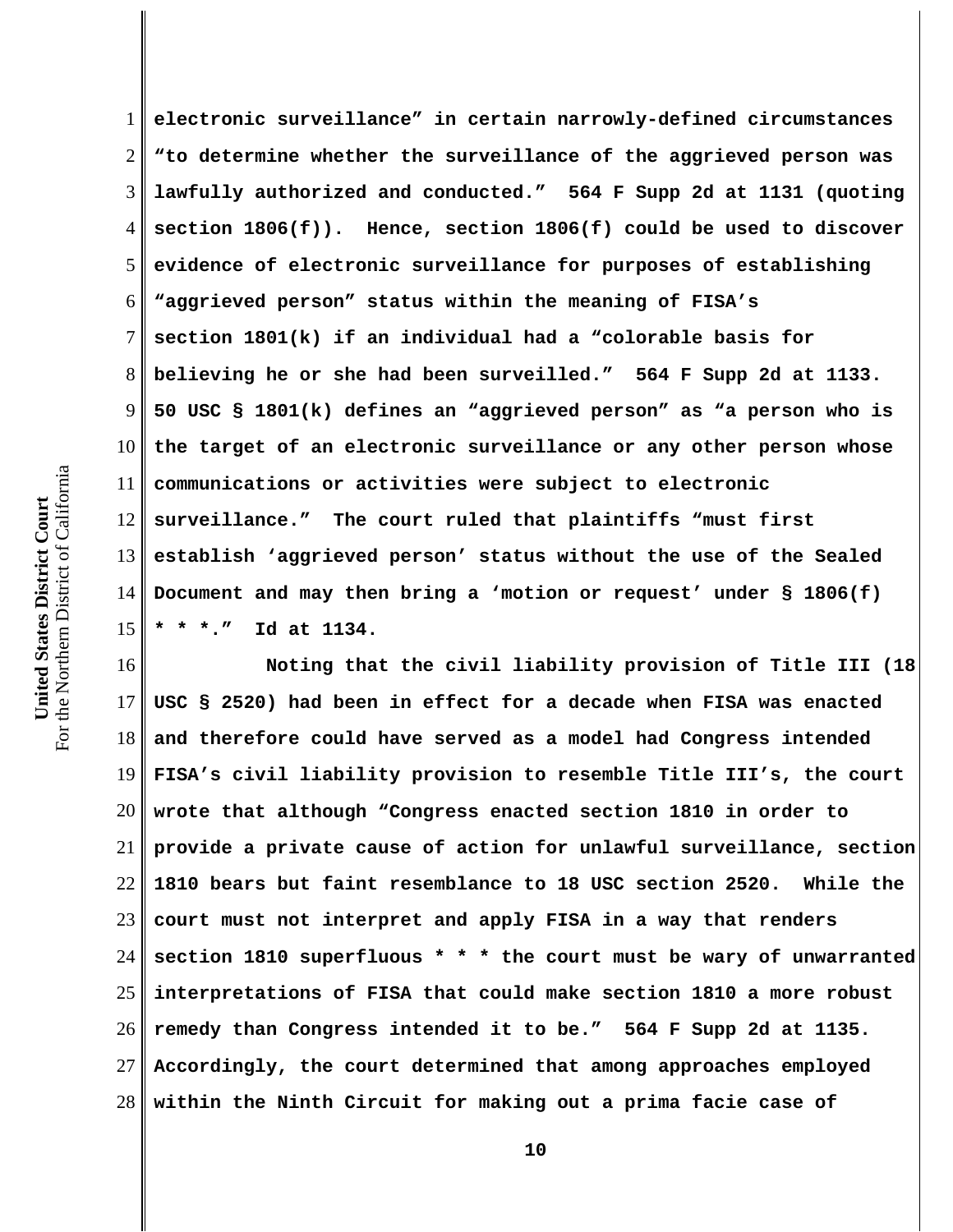electronic surveillance" in certain narrowly-defined circumstances "to determine whether the surveillance of the aggrieved person was lawfully authorized and conducted." 564 F Supp 2d at 1131 (quoting section 1806(f)). Hence, section 1806(f) could be used to discover evidence of electronic surveillance for purposes of establishing "aggrieved person" status within the meaning of FISA's section 1801(k) if an individual had a "colorable basis for believing he or she had been surveilled." 564 F Supp 2d at 1133. 50 USC § 1801(k) defines an "aggrieved person" as "a person who is the target of an electronic surveillance or any other person whose communications or activities were subject to electronic surveillance." The court ruled that plaintiffs "must first establish 'aggrieved person' status without the use of the Sealed Document and may then bring a 'motion or request' under § 1806(f) * * *." Id at 1134.

Noting that the civil liability provision of Title III (18 USC § 2520) had been in effect for a decade when FISA was enacted and therefore could have served as a model had Congress intended FISA's civil liability provision to resemble Title III's, the court wrote that although "Congress enacted section 1810 in order to provide a private cause of action for unlawful surveillance, section 1810 bears but faint resemblance to 18 USC section 2520. While the court must not interpret and apply FISA in a way that renders section 1810 superfluous * * * the court must be wary of unwarranted interpretations of FISA that could make section 1810 a more robust remedy than Congress intended it to be." 564 F Supp 2d at 1135. Accordingly, the court determined that among approaches employed within the Ninth Circuit for making out a prima facie case of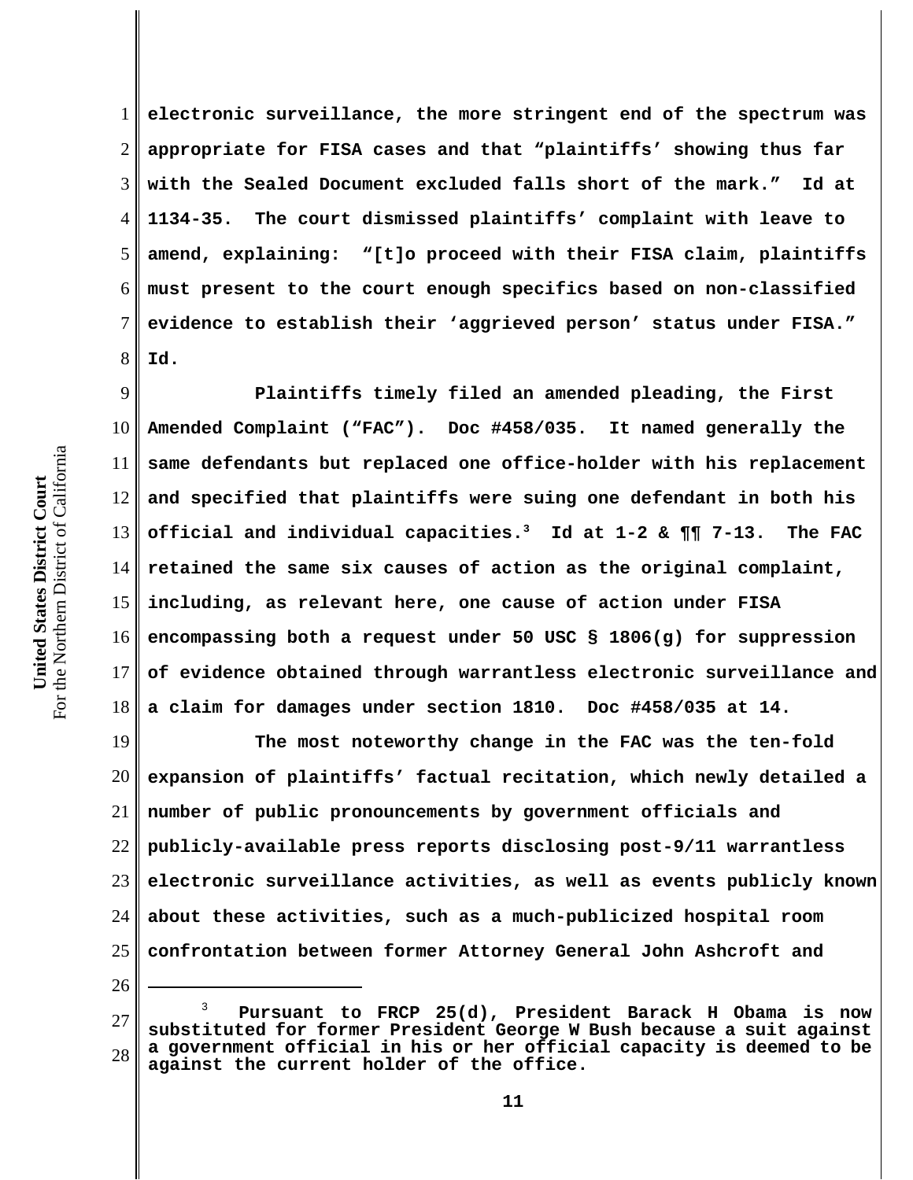electronic surveillance, the more stringent end of the spectrum was appropriate for FISA cases and that "plaintiffs' showing thus far with the Sealed Document excluded falls short of the mark." Id at 1134-35. The court dismissed plaintiffs' complaint with leave to amend, explaining: "[t]o proceed with their FISA claim, plaintiffs must present to the court enough specifics based on non-classified evidence to establish their 'aggrieved person' status under FISA." Id.

Plaintiffs timely filed an amended pleading, the First Amended Complaint ("FAC"). Doc #458/035. It named generally the same defendants but replaced one office-holder with his replacement and specified that plaintiffs were suing one defendant in both his official and individual capacities.[3] Id at 1-2 & ¶¶ 7-13. The FAC retained the same six causes of action as the original complaint, including, as relevant here, one cause of action under FISA encompassing both a request under 50 USC § 1806(g) for suppression of evidence obtained through warrantless electronic surveillance and a claim for damages under section 1810. Doc #458/035 at 14.

The most noteworthy change in the FAC was the ten-fold expansion of plaintiffs' factual recitation, which newly detailed a number of public pronouncements by government officials and publicly-available press reports disclosing post-9/11 warrantless electronic surveillance activities, as well as events publicly known about these activities, such as a much-publicized hospital room confrontation between former Attorney General John Ashcroft and

---

[3] Pursuant to FRCP 25(d), President Barack H Obama is now substituted for former President George W Bush because a suit against a government official in his or her official capacity is deemed to be against the current holder of the office.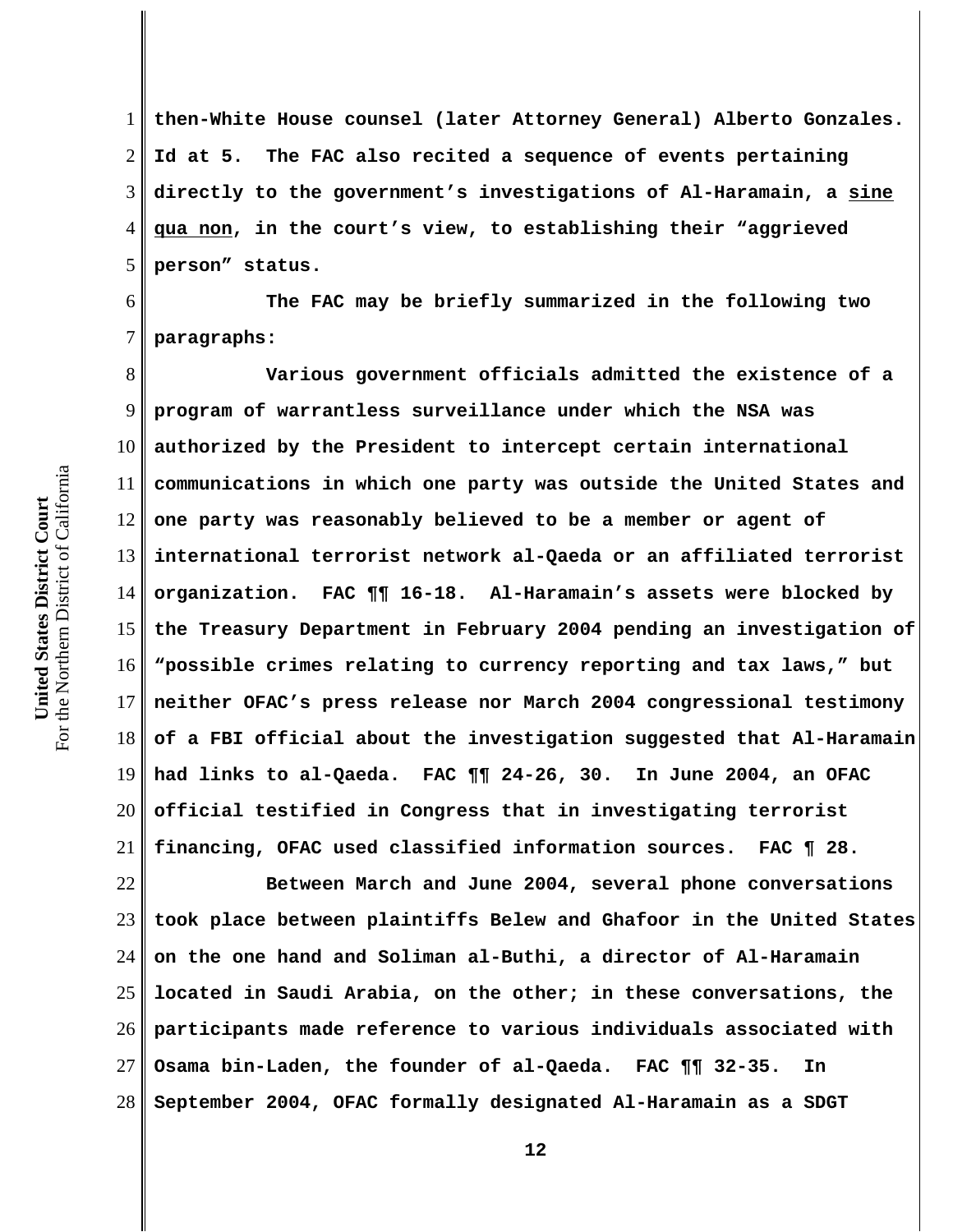**then-White House counsel (later Attorney General) Alberto Gonzales. Id at 5. The FAC also recited a sequence of events pertaining directly to the government's investigations of Al-Haramain, a sine qua non, in the court's view, to establishing their "aggrieved person" status.**

**The FAC may be briefly summarized in the following two paragraphs:**

**Various government officials admitted the existence of a program of warrantless surveillance under which the NSA was authorized by the President to intercept certain international communications in which one party was outside the United States and one party was reasonably believed to be a member or agent of international terrorist network al-Qaeda or an affiliated terrorist organization. FAC ¶¶ 16-18. Al-Haramain's assets were blocked by the Treasury Department in February 2004 pending an investigation of "possible crimes relating to currency reporting and tax laws," but neither OFAC's press release nor March 2004 congressional testimony of a FBI official about the investigation suggested that Al-Haramain had links to al-Qaeda. FAC ¶¶ 24-26, 30. In June 2004, an OFAC official testified in Congress that in investigating terrorist financing, OFAC used classified information sources. FAC ¶ 28.**

**Between March and June 2004, several phone conversations took place between plaintiffs Belew and Ghafoor in the United States on the one hand and Soliman al-Buthi, a director of Al-Haramain located in Saudi Arabia, on the other; in these conversations, the participants made reference to various individuals associated with Osama bin-Laden, the founder of al-Qaeda. FAC ¶¶ 32-35. In September 2004, OFAC formally designated Al-Haramain as a SDGT**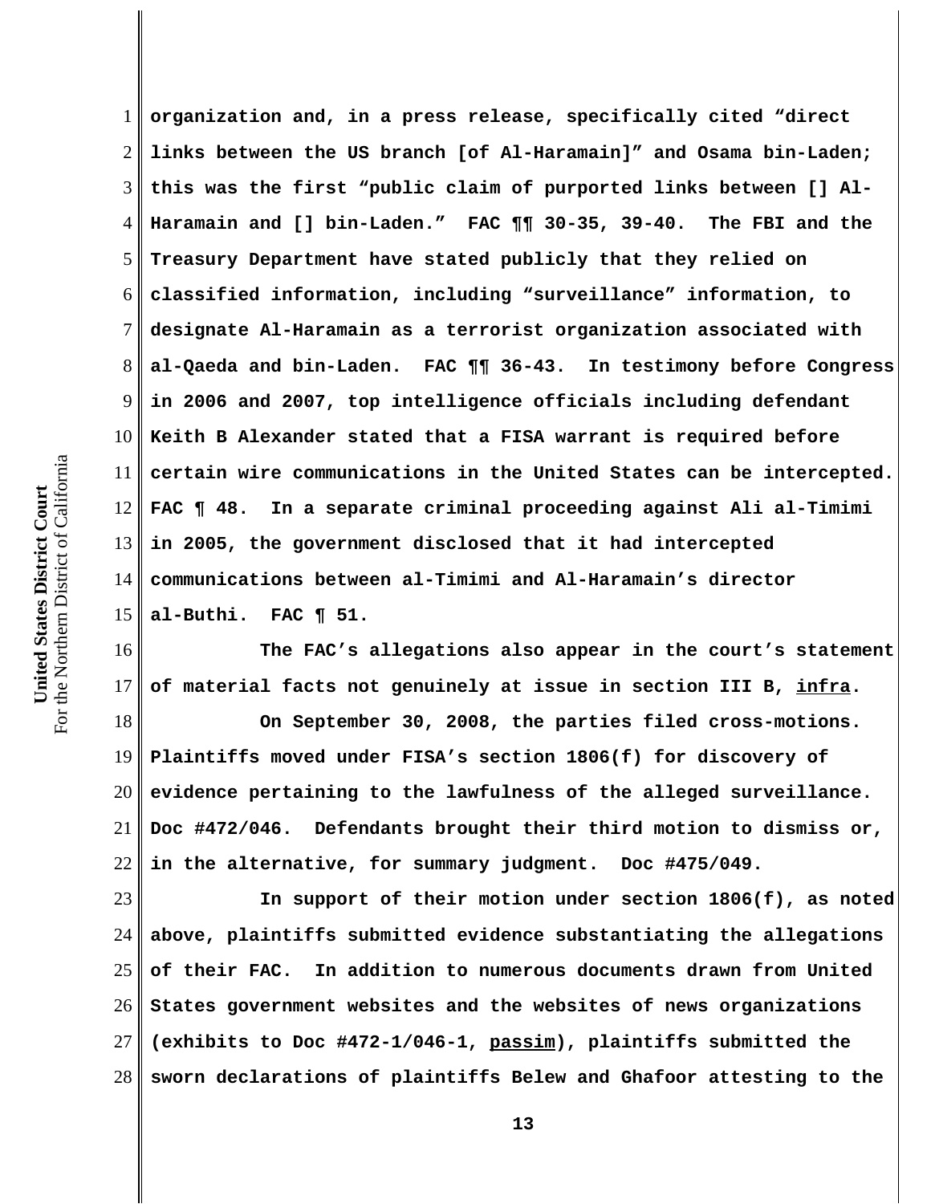organization and, in a press release, specifically cited "direct links between the US branch [of Al-Haramain]" and Osama bin-Laden; this was the first "public claim of purported links between [] Al-Haramain and [] bin-Laden." FAC ¶¶ 30-35, 39-40. The FBI and the Treasury Department have stated publicly that they relied on classified information, including "surveillance" information, to designate Al-Haramain as a terrorist organization associated with al-Qaeda and bin-Laden. FAC ¶¶ 36-43. In testimony before Congress in 2006 and 2007, top intelligence officials including defendant Keith B Alexander stated that a FISA warrant is required before certain wire communications in the United States can be intercepted. FAC ¶ 48. In a separate criminal proceeding against Ali al-Timimi in 2005, the government disclosed that it had intercepted communications between al-Timimi and Al-Haramain's director al-Buthi. FAC ¶ 51.

The FAC's allegations also appear in the court's statement of material facts not genuinely at issue in section III B, infra.

On September 30, 2008, the parties filed cross-motions. Plaintiffs moved under FISA's section 1806(f) for discovery of evidence pertaining to the lawfulness of the alleged surveillance. Doc #472/046. Defendants brought their third motion to dismiss or, in the alternative, for summary judgment. Doc #475/049.

In support of their motion under section 1806(f), as noted above, plaintiffs submitted evidence substantiating the allegations of their FAC. In addition to numerous documents drawn from United States government websites and the websites of news organizations (exhibits to Doc #472-1/046-1, passim), plaintiffs submitted the sworn declarations of plaintiffs Belew and Ghafoor attesting to the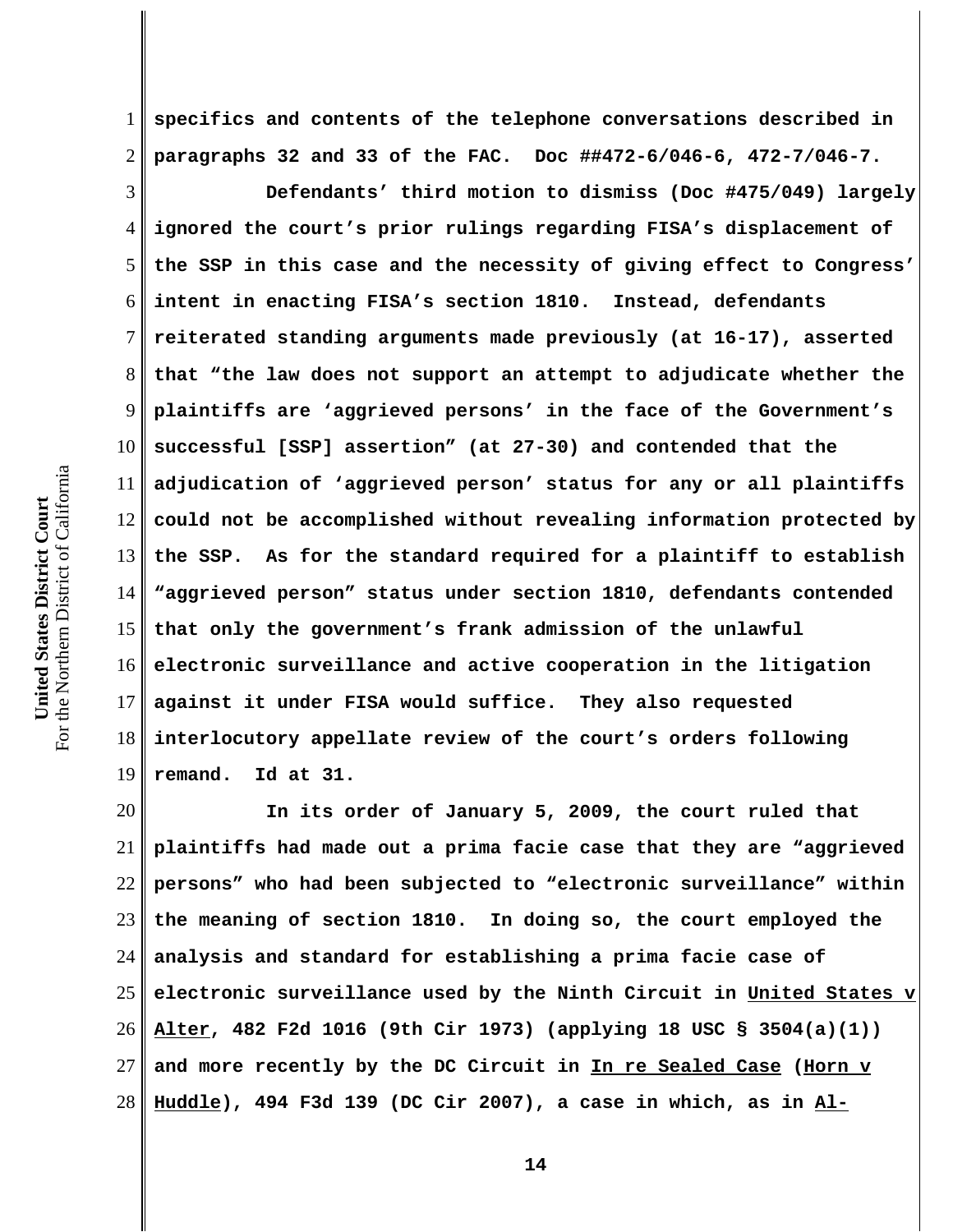specifics and contents of the telephone conversations described in paragraphs 32 and 33 of the FAC. Doc ##472-6/046-6, 472-7/046-7.

Defendants' third motion to dismiss (Doc #475/049) largely ignored the court's prior rulings regarding FISA's displacement of the SSP in this case and the necessity of giving effect to Congress' intent in enacting FISA's section 1810. Instead, defendants reiterated standing arguments made previously (at 16-17), asserted that "the law does not support an attempt to adjudicate whether the plaintiffs are 'aggrieved persons' in the face of the Government's successful [SSP] assertion" (at 27-30) and contended that the adjudication of 'aggrieved person' status for any or all plaintiffs could not be accomplished without revealing information protected by the SSP. As for the standard required for a plaintiff to establish "aggrieved person" status under section 1810, defendants contended that only the government's frank admission of the unlawful electronic surveillance and active cooperation in the litigation against it under FISA would suffice. They also requested interlocutory appellate review of the court's orders following remand. Id at 31.

In its order of January 5, 2009, the court ruled that plaintiffs had made out a prima facie case that they are "aggrieved persons" who had been subjected to "electronic surveillance" within the meaning of section 1810. In doing so, the court employed the analysis and standard for establishing a prima facie case of electronic surveillance used by the Ninth Circuit in United States v Alter, 482 F2d 1016 (9th Cir 1973) (applying 18 USC § 3504(a)(1)) and more recently by the DC Circuit in In re Sealed Case (Horn v Huddle), 494 F3d 139 (DC Cir 2007), a case in which, as in Al-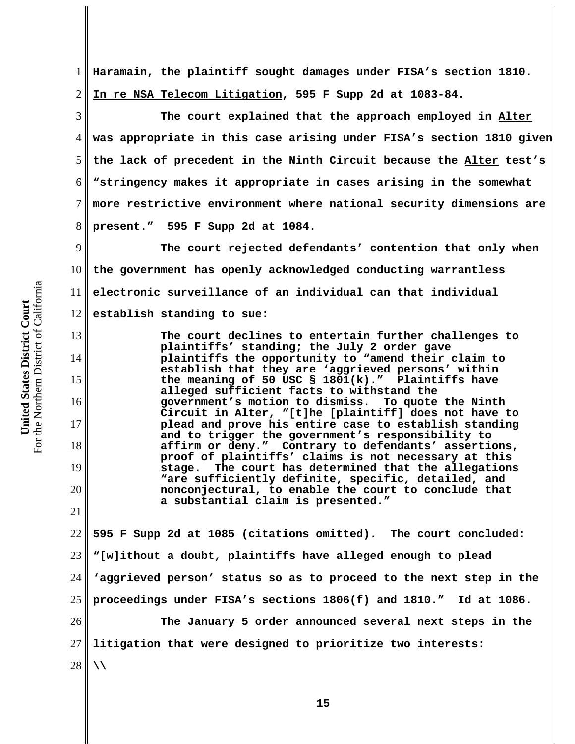Haramain, the plaintiff sought damages under FISA's section 1810. In re NSA Telecom Litigation, 595 F Supp 2d at 1083-84.

The court explained that the approach employed in Alter was appropriate in this case arising under FISA's section 1810 given the lack of precedent in the Ninth Circuit because the Alter test's "stringency makes it appropriate in cases arising in the somewhat more restrictive environment where national security dimensions are present." 595 F Supp 2d at 1084.

The court rejected defendants' contention that only when the government has openly acknowledged conducting warrantless electronic surveillance of an individual can that individual establish standing to sue:

> The court declines to entertain further challenges to plaintiffs' standing; the July 2 order gave plaintiffs the opportunity to "amend their claim to establish that they are 'aggrieved persons' within the meaning of 50 USC § 1801(k)." Plaintiffs have alleged sufficient facts to withstand the government's motion to dismiss. To quote the Ninth Circuit in Alter, "[t]he [plaintiff] does not have to plead and prove his entire case to establish standing and to trigger the government's responsibility to affirm or deny." Contrary to defendants' assertions, proof of plaintiffs' claims is not necessary at this stage. The court has determined that the allegations "are sufficiently definite, specific, detailed, and nonconjectural, to enable the court to conclude that a substantial claim is presented."

595 F Supp 2d at 1085 (citations omitted). The court concluded: "[w]ithout a doubt, plaintiffs have alleged enough to plead 'aggrieved person' status so as to proceed to the next step in the proceedings under FISA's sections 1806(f) and 1810." Id at 1086.

The January 5 order announced several next steps in the litigation that were designed to prioritize two interests:

\\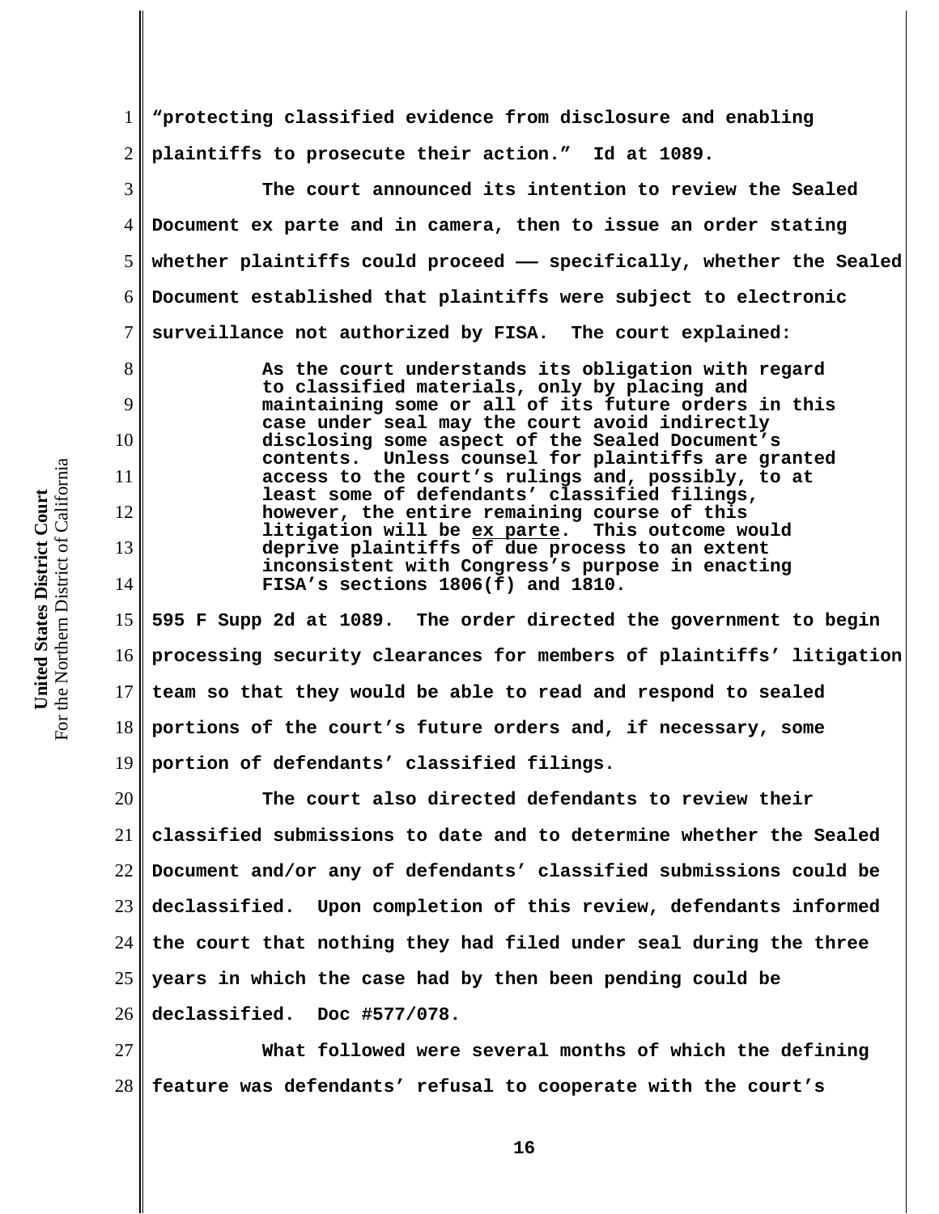"protecting classified evidence from disclosure and enabling plaintiffs to prosecute their action." Id at 1089.

The court announced its intention to review the Sealed Document ex parte and in camera, then to issue an order stating whether plaintiffs could proceed —— specifically, whether the Sealed Document established that plaintiffs were subject to electronic surveillance not authorized by FISA. The court explained:

> As the court understands its obligation with regard to classified materials, only by placing and maintaining some or all of its future orders in this case under seal may the court avoid indirectly disclosing some aspect of the Sealed Document's contents. Unless counsel for plaintiffs are granted access to the court's rulings and, possibly, to at least some of defendants' classified filings, however, the entire remaining course of this litigation will be ex parte. This outcome would deprive plaintiffs of due process to an extent inconsistent with Congress's purpose in enacting FISA's sections 1806(f) and 1810.

595 F Supp 2d at 1089. The order directed the government to begin processing security clearances for members of plaintiffs' litigation team so that they would be able to read and respond to sealed portions of the court's future orders and, if necessary, some portion of defendants' classified filings.

The court also directed defendants to review their classified submissions to date and to determine whether the Sealed Document and/or any of defendants' classified submissions could be declassified. Upon completion of this review, defendants informed the court that nothing they had filed under seal during the three years in which the case had by then been pending could be declassified. Doc #577/078.

What followed were several months of which the defining feature was defendants' refusal to cooperate with the court's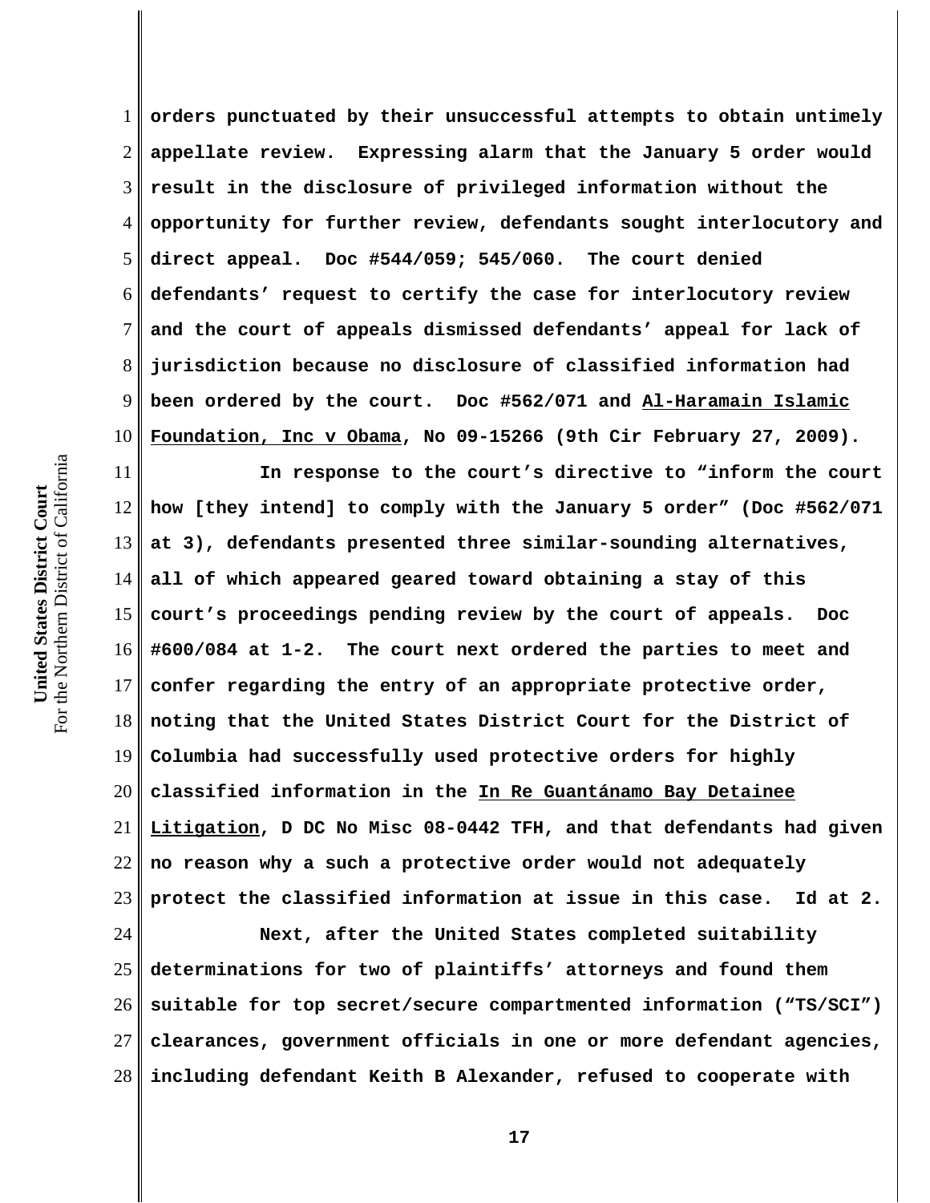orders punctuated by their unsuccessful attempts to obtain untimely appellate review. Expressing alarm that the January 5 order would result in the disclosure of privileged information without the opportunity for further review, defendants sought interlocutory and direct appeal. Doc #544/059; 545/060. The court denied defendants' request to certify the case for interlocutory review and the court of appeals dismissed defendants' appeal for lack of jurisdiction because no disclosure of classified information had been ordered by the court. Doc #562/071 and Al-Haramain Islamic Foundation, Inc v Obama, No 09-15266 (9th Cir February 27, 2009).

In response to the court's directive to "inform the court how [they intend] to comply with the January 5 order" (Doc #562/071 at 3), defendants presented three similar-sounding alternatives, all of which appeared geared toward obtaining a stay of this court's proceedings pending review by the court of appeals. Doc #600/084 at 1-2. The court next ordered the parties to meet and confer regarding the entry of an appropriate protective order, noting that the United States District Court for the District of Columbia had successfully used protective orders for highly classified information in the In Re Guantánamo Bay Detainee Litigation, D DC No Misc 08-0442 TFH, and that defendants had given no reason why a such a protective order would not adequately protect the classified information at issue in this case. Id at 2.

Next, after the United States completed suitability determinations for two of plaintiffs' attorneys and found them suitable for top secret/secure compartmented information ("TS/SCI") clearances, government officials in one or more defendant agencies, including defendant Keith B Alexander, refused to cooperate with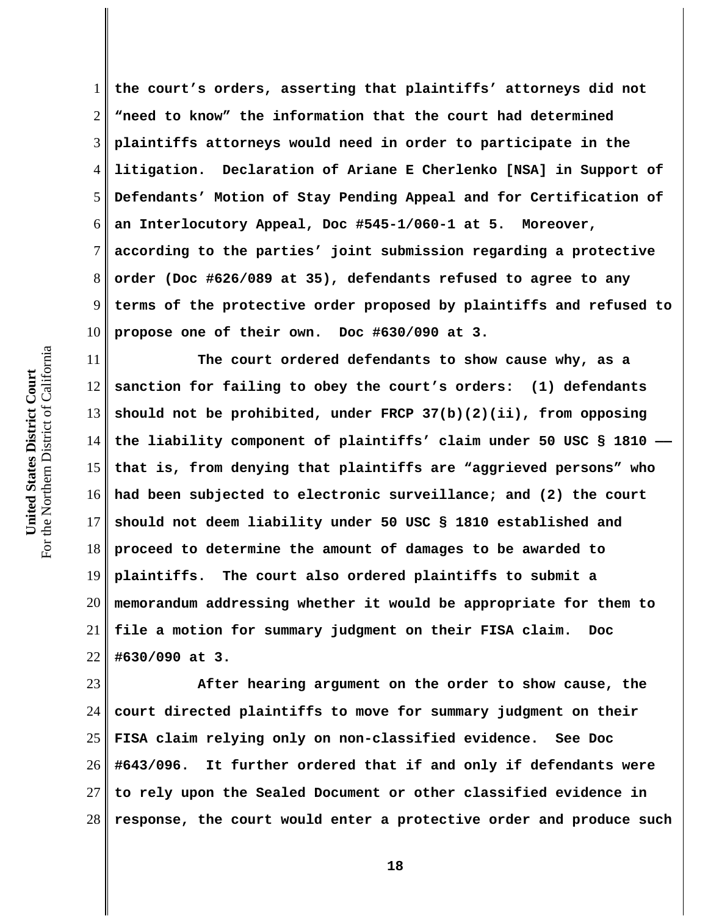the court's orders, asserting that plaintiffs' attorneys did not "need to know" the information that the court had determined plaintiffs attorneys would need in order to participate in the litigation. Declaration of Ariane E Cherlenko [NSA] in Support of Defendants' Motion of Stay Pending Appeal and for Certification of an Interlocutory Appeal, Doc #545-1/060-1 at 5. Moreover, according to the parties' joint submission regarding a protective order (Doc #626/089 at 35), defendants refused to agree to any terms of the protective order proposed by plaintiffs and refused to propose one of their own. Doc #630/090 at 3.

The court ordered defendants to show cause why, as a sanction for failing to obey the court's orders: (1) defendants should not be prohibited, under FRCP 37(b)(2)(ii), from opposing the liability component of plaintiffs' claim under 50 USC § 1810 —— that is, from denying that plaintiffs are "aggrieved persons" who had been subjected to electronic surveillance; and (2) the court should not deem liability under 50 USC § 1810 established and proceed to determine the amount of damages to be awarded to plaintiffs. The court also ordered plaintiffs to submit a memorandum addressing whether it would be appropriate for them to file a motion for summary judgment on their FISA claim. Doc #630/090 at 3.

After hearing argument on the order to show cause, the court directed plaintiffs to move for summary judgment on their FISA claim relying only on non-classified evidence. See Doc #643/096. It further ordered that if and only if defendants were to rely upon the Sealed Document or other classified evidence in response, the court would enter a protective order and produce such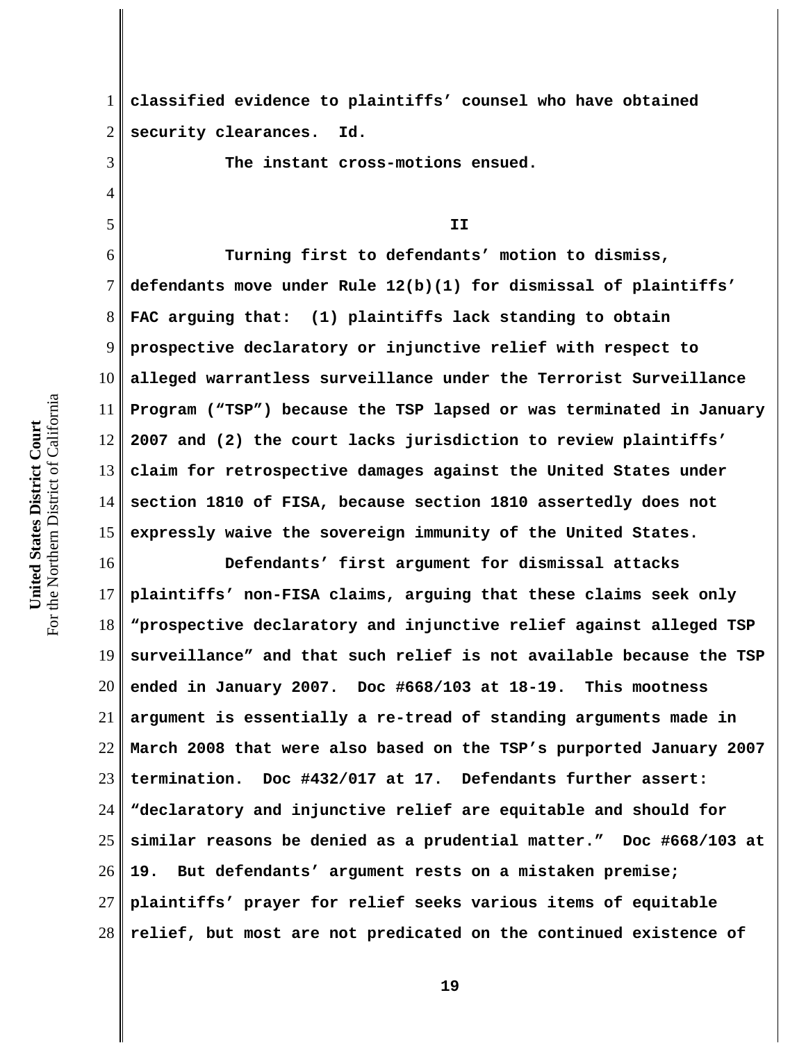classified evidence to plaintiffs' counsel who have obtained security clearances. Id.

The instant cross-motions ensued.

## II

Turning first to defendants' motion to dismiss, defendants move under Rule 12(b)(1) for dismissal of plaintiffs' FAC arguing that: (1) plaintiffs lack standing to obtain prospective declaratory or injunctive relief with respect to alleged warrantless surveillance under the Terrorist Surveillance Program ("TSP") because the TSP lapsed or was terminated in January 2007 and (2) the court lacks jurisdiction to review plaintiffs' claim for retrospective damages against the United States under section 1810 of FISA, because section 1810 assertedly does not expressly waive the sovereign immunity of the United States.

Defendants' first argument for dismissal attacks plaintiffs' non-FISA claims, arguing that these claims seek only "prospective declaratory and injunctive relief against alleged TSP surveillance" and that such relief is not available because the TSP ended in January 2007. Doc #668/103 at 18-19. This mootness argument is essentially a re-tread of standing arguments made in March 2008 that were also based on the TSP's purported January 2007 termination. Doc #432/017 at 17. Defendants further assert: "declaratory and injunctive relief are equitable and should for similar reasons be denied as a prudential matter." Doc #668/103 at 19. But defendants' argument rests on a mistaken premise; plaintiffs' prayer for relief seeks various items of equitable relief, but most are not predicated on the continued existence of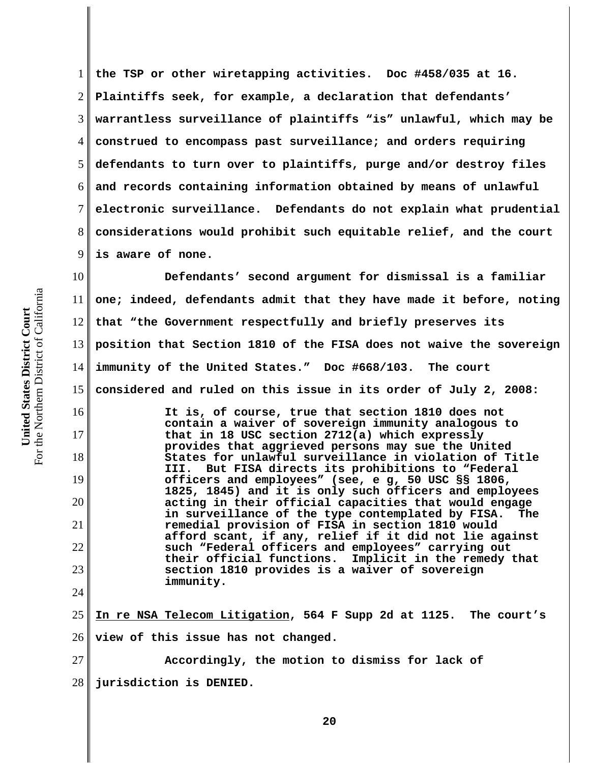the TSP or other wiretapping activities. Doc #458/035 at 16. Plaintiffs seek, for example, a declaration that defendants' warrantless surveillance of plaintiffs "is" unlawful, which may be construed to encompass past surveillance; and orders requiring defendants to turn over to plaintiffs, purge and/or destroy files and records containing information obtained by means of unlawful electronic surveillance. Defendants do not explain what prudential considerations would prohibit such equitable relief, and the court is aware of none.

Defendants' second argument for dismissal is a familiar one; indeed, defendants admit that they have made it before, noting that "the Government respectfully and briefly preserves its position that Section 1810 of the FISA does not waive the sovereign immunity of the United States." Doc #668/103. The court considered and ruled on this issue in its order of July 2, 2008:

> It is, of course, true that section 1810 does not contain a waiver of sovereign immunity analogous to that in 18 USC section 2712(a) which expressly provides that aggrieved persons may sue the United States for unlawful surveillance in violation of Title III. But FISA directs its prohibitions to "Federal officers and employees" (see, e g, 50 USC §§ 1806, 1825, 1845) and it is only such officers and employees acting in their official capacities that would engage in surveillance of the type contemplated by FISA. The remedial provision of FISA in section 1810 would afford scant, if any, relief if it did not lie against such "Federal officers and employees" carrying out their official functions. Implicit in the remedy that section 1810 provides is a waiver of sovereign immunity.

<u>In re NSA Telecom Litigation</u>, 564 F Supp 2d at 1125. The court's view of this issue has not changed.

Accordingly, the motion to dismiss for lack of jurisdiction is DENIED.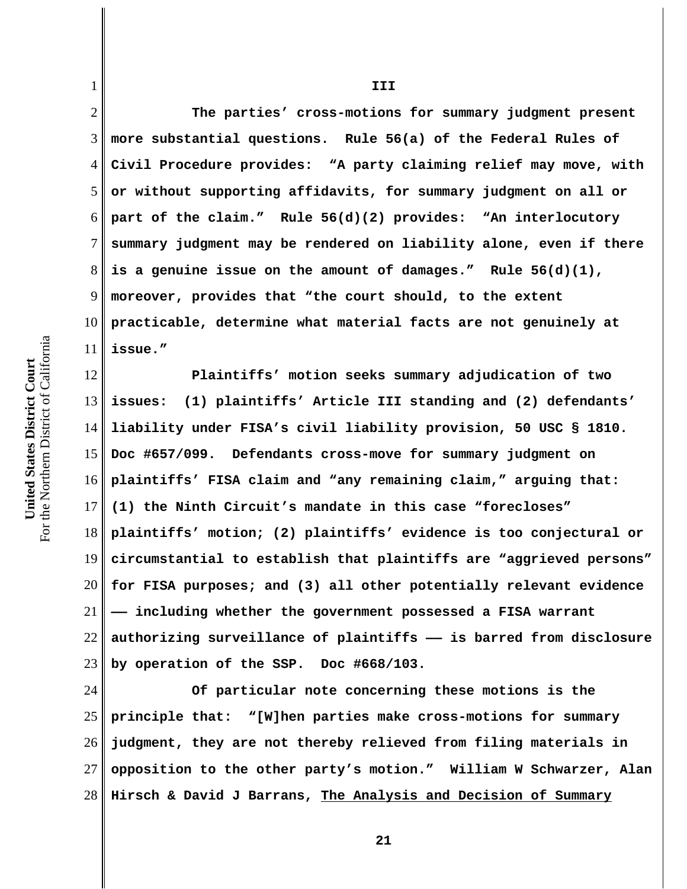**III**

**The parties' cross-motions for summary judgment present more substantial questions. Rule 56(a) of the Federal Rules of Civil Procedure provides: "A party claiming relief may move, with or without supporting affidavits, for summary judgment on all or part of the claim." Rule 56(d)(2) provides: "An interlocutory summary judgment may be rendered on liability alone, even if there is a genuine issue on the amount of damages." Rule 56(d)(1), moreover, provides that "the court should, to the extent practicable, determine what material facts are not genuinely at issue."**

**Plaintiffs' motion seeks summary adjudication of two issues: (1) plaintiffs' Article III standing and (2) defendants' liability under FISA's civil liability provision, 50 USC § 1810. Doc #657/099. Defendants cross-move for summary judgment on plaintiffs' FISA claim and "any remaining claim," arguing that: (1) the Ninth Circuit's mandate in this case "forecloses" plaintiffs' motion; (2) plaintiffs' evidence is too conjectural or circumstantial to establish that plaintiffs are "aggrieved persons" for FISA purposes; and (3) all other potentially relevant evidence —— including whether the government possessed a FISA warrant authorizing surveillance of plaintiffs —— is barred from disclosure by operation of the SSP. Doc #668/103.**

**Of particular note concerning these motions is the principle that: "[W]hen parties make cross-motions for summary judgment, they are not thereby relieved from filing materials in opposition to the other party's motion." William W Schwarzer, Alan Hirsch & David J Barrans, The Analysis and Decision of Summary**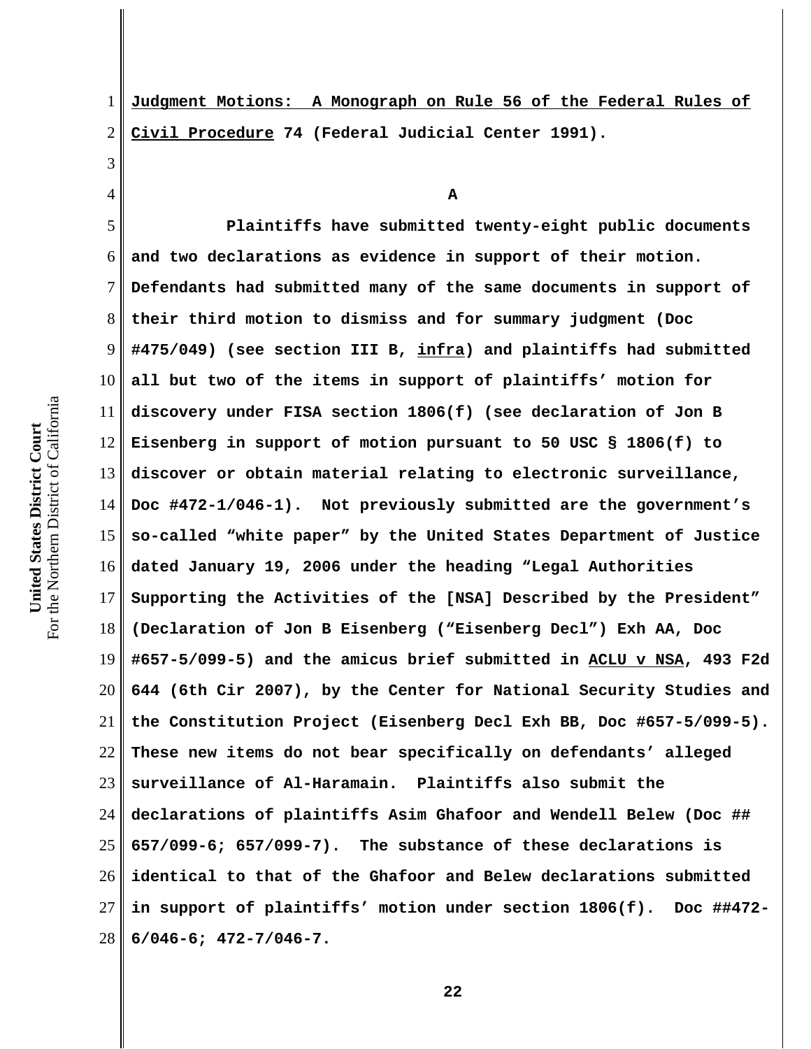**Judgment Motions: A Monograph on Rule 56 of the Federal Rules of Civil Procedure 74 (Federal Judicial Center 1991).**

**A**

**Plaintiffs have submitted twenty-eight public documents and two declarations as evidence in support of their motion. Defendants had submitted many of the same documents in support of their third motion to dismiss and for summary judgment (Doc #475/049) (see section III B, infra) and plaintiffs had submitted all but two of the items in support of plaintiffs' motion for discovery under FISA section 1806(f) (see declaration of Jon B Eisenberg in support of motion pursuant to 50 USC § 1806(f) to discover or obtain material relating to electronic surveillance, Doc #472-1/046-1). Not previously submitted are the government's so-called "white paper" by the United States Department of Justice dated January 19, 2006 under the heading "Legal Authorities Supporting the Activities of the [NSA] Described by the President" (Declaration of Jon B Eisenberg ("Eisenberg Decl") Exh AA, Doc #657-5/099-5) and the amicus brief submitted in ACLU v NSA, 493 F2d 644 (6th Cir 2007), by the Center for National Security Studies and the Constitution Project (Eisenberg Decl Exh BB, Doc #657-5/099-5). These new items do not bear specifically on defendants' alleged surveillance of Al-Haramain. Plaintiffs also submit the declarations of plaintiffs Asim Ghafoor and Wendell Belew (Doc ## 657/099-6; 657/099-7). The substance of these declarations is identical to that of the Ghafoor and Belew declarations submitted in support of plaintiffs' motion under section 1806(f). Doc ##472-6/046-6; 472-7/046-7.**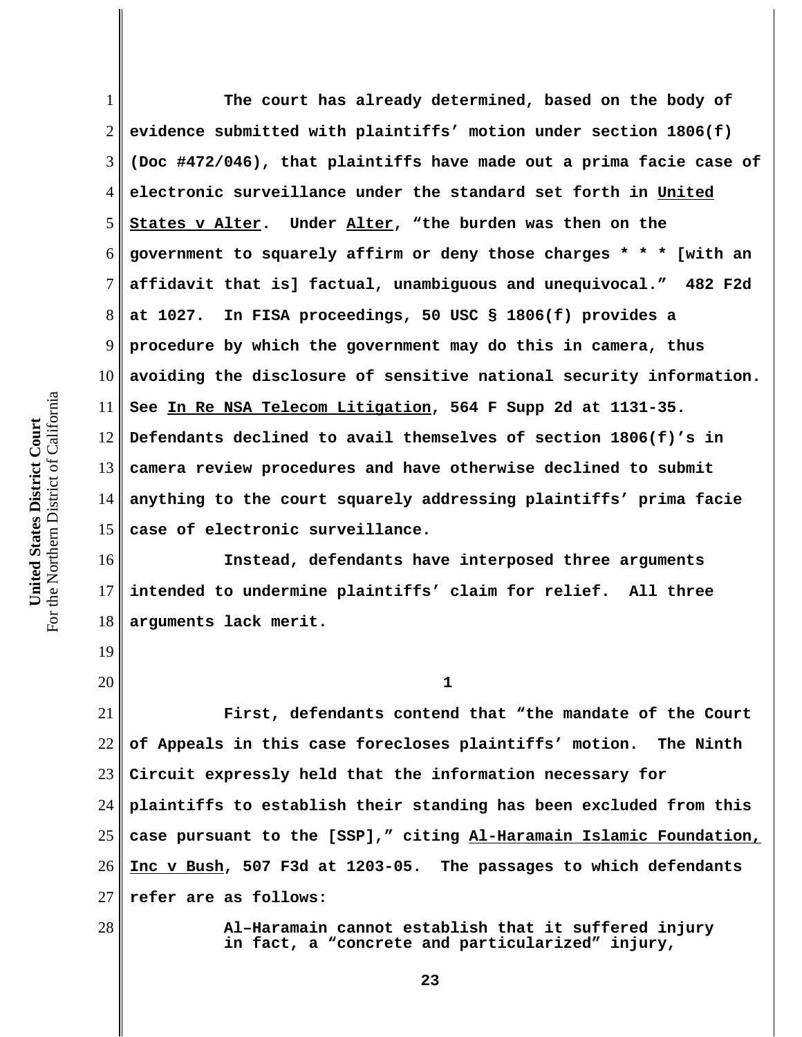The court has already determined, based on the body of evidence submitted with plaintiffs' motion under section 1806(f) (Doc #472/046), that plaintiffs have made out a prima facie case of electronic surveillance under the standard set forth in United States v Alter. Under Alter, "the burden was then on the government to squarely affirm or deny those charges * * * [with an affidavit that is] factual, unambiguous and unequivocal." 482 F2d at 1027. In FISA proceedings, 50 USC § 1806(f) provides a procedure by which the government may do this in camera, thus avoiding the disclosure of sensitive national security information. See In Re NSA Telecom Litigation, 564 F Supp 2d at 1131-35. Defendants declined to avail themselves of section 1806(f)'s in camera review procedures and have otherwise declined to submit anything to the court squarely addressing plaintiffs' prima facie case of electronic surveillance.

Instead, defendants have interposed three arguments intended to undermine plaintiffs' claim for relief. All three arguments lack merit.

1

First, defendants contend that "the mandate of the Court of Appeals in this case forecloses plaintiffs' motion. The Ninth Circuit expressly held that the information necessary for plaintiffs to establish their standing has been excluded from this case pursuant to the [SSP]," citing Al-Haramain Islamic Foundation, Inc v Bush, 507 F3d at 1203-05. The passages to which defendants refer are as follows:

> Al–Haramain cannot establish that it suffered injury in fact, a "concrete and particularized" injury,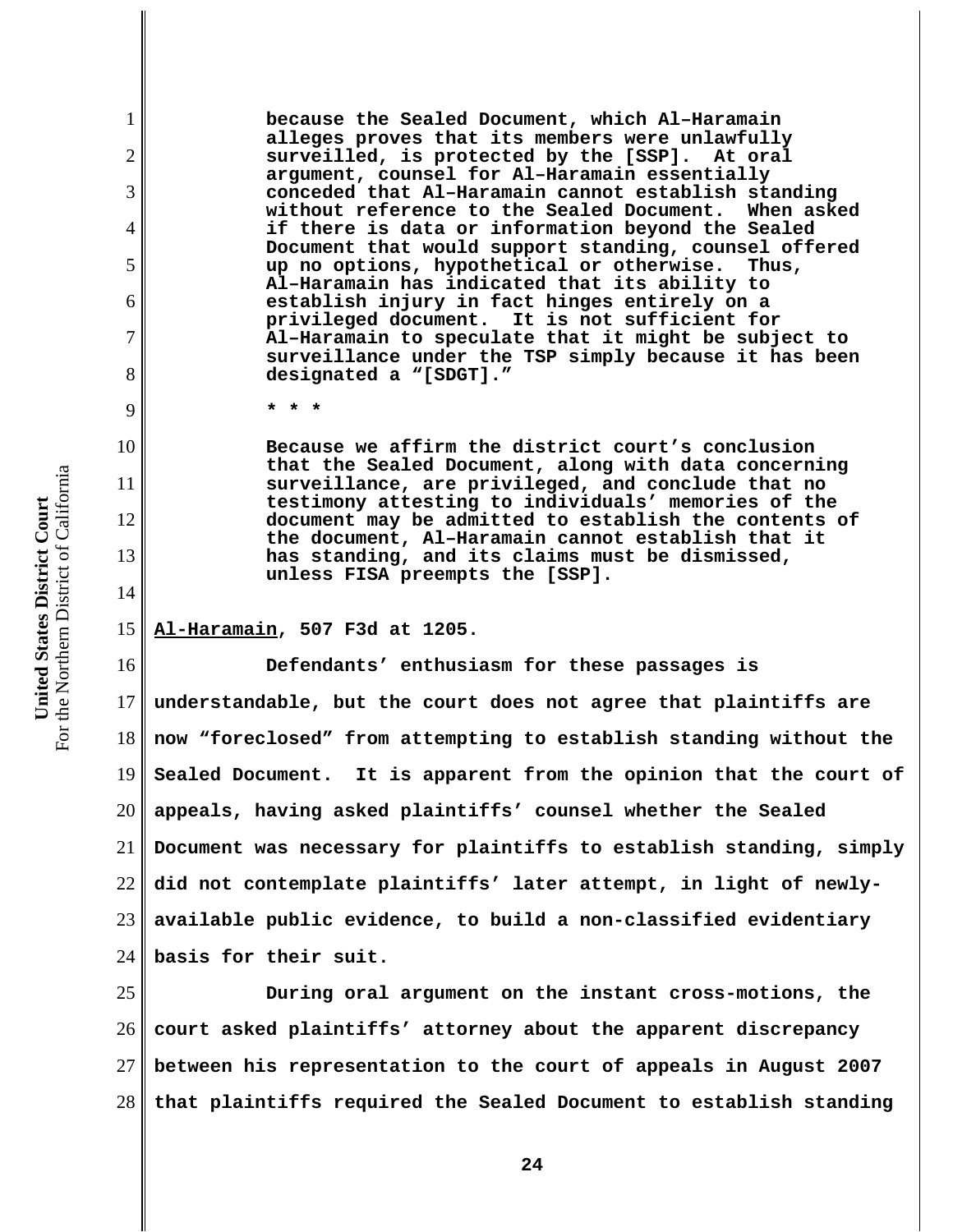> because the Sealed Document, which Al–Haramain alleges proves that its members were unlawfully surveilled, is protected by the [SSP]. At oral argument, counsel for Al–Haramain essentially conceded that Al–Haramain cannot establish standing without reference to the Sealed Document. When asked if there is data or information beyond the Sealed Document that would support standing, counsel offered up no options, hypothetical or otherwise. Thus, Al–Haramain has indicated that its ability to establish injury in fact hinges entirely on a privileged document. It is not sufficient for Al–Haramain to speculate that it might be subject to surveillance under the TSP simply because it has been designated a "[SDGT]."
>
> * * *
>
> Because we affirm the district court's conclusion that the Sealed Document, along with data concerning surveillance, are privileged, and conclude that no testimony attesting to individuals' memories of the document may be admitted to establish the contents of the document, Al–Haramain cannot establish that it has standing, and its claims must be dismissed, unless FISA preempts the [SSP].

<u>Al-Haramain</u>, 507 F3d at 1205.

Defendants' enthusiasm for these passages is understandable, but the court does not agree that plaintiffs are now "foreclosed" from attempting to establish standing without the Sealed Document. It is apparent from the opinion that the court of appeals, having asked plaintiffs' counsel whether the Sealed Document was necessary for plaintiffs to establish standing, simply did not contemplate plaintiffs' later attempt, in light of newly-available public evidence, to build a non-classified evidentiary basis for their suit.

During oral argument on the instant cross-motions, the court asked plaintiffs' attorney about the apparent discrepancy between his representation to the court of appeals in August 2007 that plaintiffs required the Sealed Document to establish standing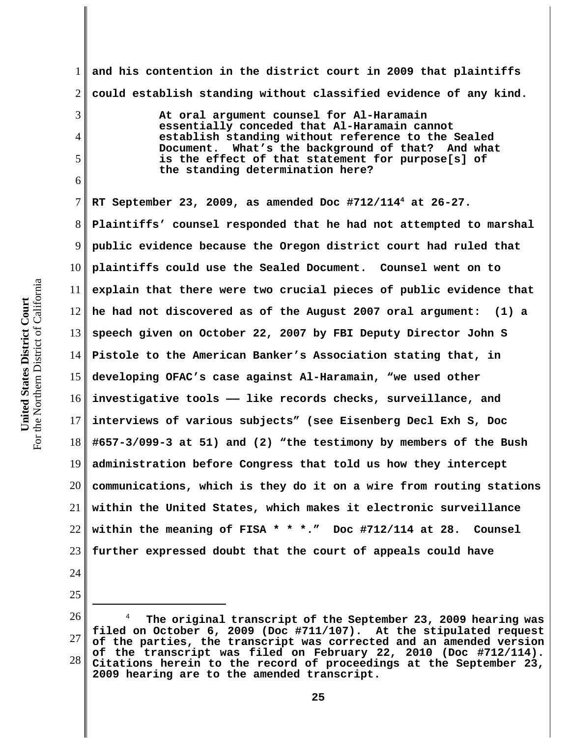and his contention in the district court in 2009 that plaintiffs could establish standing without classified evidence of any kind.

> At oral argument counsel for Al-Haramain essentially conceded that Al-Haramain cannot establish standing without reference to the Sealed Document. What's the background of that? And what is the effect of that statement for purpose[s] of the standing determination here?

RT September 23, 2009, as amended Doc #712/114[4] at 26-27. Plaintiffs' counsel responded that he had not attempted to marshal public evidence because the Oregon district court had ruled that plaintiffs could use the Sealed Document. Counsel went on to explain that there were two crucial pieces of public evidence that he had not discovered as of the August 2007 oral argument: (1) a speech given on October 22, 2007 by FBI Deputy Director John S Pistole to the American Banker's Association stating that, in developing OFAC's case against Al-Haramain, "we used other investigative tools —— like records checks, surveillance, and interviews of various subjects" (see Eisenberg Decl Exh S, Doc #657-3/099-3 at 51) and (2) "the testimony by members of the Bush administration before Congress that told us how they intercept communications, which is they do it on a wire from routing stations within the United States, which makes it electronic surveillance within the meaning of FISA * * *." Doc #712/114 at 28. Counsel further expressed doubt that the court of appeals could have

---

[4] The original transcript of the September 23, 2009 hearing was filed on October 6, 2009 (Doc #711/107). At the stipulated request of the parties, the transcript was corrected and an amended version of the transcript was filed on February 22, 2010 (Doc #712/114). Citations herein to the record of proceedings at the September 23, 2009 hearing are to the amended transcript.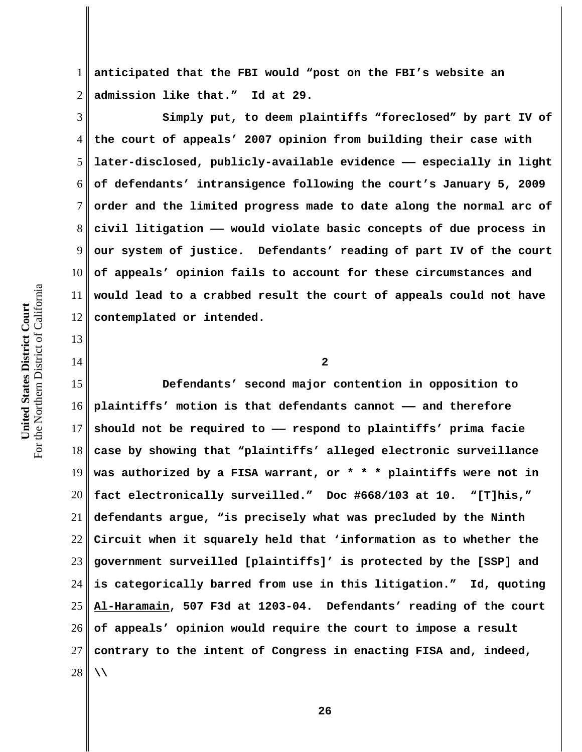**anticipated that the FBI would "post on the FBI's website an admission like that." Id at 29.**

**Simply put, to deem plaintiffs "foreclosed" by part IV of the court of appeals' 2007 opinion from building their case with later-disclosed, publicly-available evidence —— especially in light of defendants' intransigence following the court's January 5, 2009 order and the limited progress made to date along the normal arc of civil litigation —— would violate basic concepts of due process in our system of justice. Defendants' reading of part IV of the court of appeals' opinion fails to account for these circumstances and would lead to a crabbed result the court of appeals could not have contemplated or intended.**

**2**

**Defendants' second major contention in opposition to plaintiffs' motion is that defendants cannot —— and therefore should not be required to —— respond to plaintiffs' prima facie case by showing that "plaintiffs' alleged electronic surveillance was authorized by a FISA warrant, or * * * plaintiffs were not in fact electronically surveilled." Doc #668/103 at 10. "[T]his," defendants argue, "is precisely what was precluded by the Ninth Circuit when it squarely held that 'information as to whether the government surveilled [plaintiffs]' is protected by the [SSP] and is categorically barred from use in this litigation." Id, quoting <u>Al-Haramain</u>, 507 F3d at 1203-04. Defendants' reading of the court of appeals' opinion would require the court to impose a result contrary to the intent of Congress in enacting FISA and, indeed,**

**\\**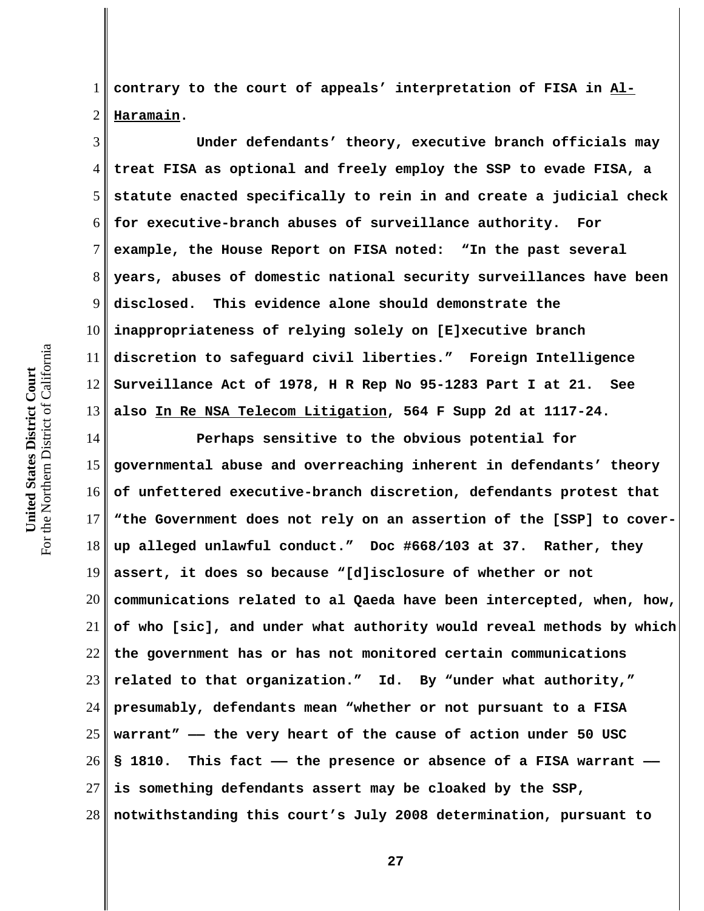contrary to the court of appeals' interpretation of FISA in Al-Haramain.

Under defendants' theory, executive branch officials may treat FISA as optional and freely employ the SSP to evade FISA, a statute enacted specifically to rein in and create a judicial check for executive-branch abuses of surveillance authority. For example, the House Report on FISA noted: "In the past several years, abuses of domestic national security surveillances have been disclosed. This evidence alone should demonstrate the inappropriateness of relying solely on [E]xecutive branch discretion to safeguard civil liberties." Foreign Intelligence Surveillance Act of 1978, H R Rep No 95-1283 Part I at 21. See also In Re NSA Telecom Litigation, 564 F Supp 2d at 1117-24.

Perhaps sensitive to the obvious potential for governmental abuse and overreaching inherent in defendants' theory of unfettered executive-branch discretion, defendants protest that "the Government does not rely on an assertion of the [SSP] to cover-up alleged unlawful conduct." Doc #668/103 at 37. Rather, they assert, it does so because "[d]isclosure of whether or not communications related to al Qaeda have been intercepted, when, how, of who [sic], and under what authority would reveal methods by which the government has or has not monitored certain communications related to that organization." Id. By "under what authority," presumably, defendants mean "whether or not pursuant to a FISA warrant" —— the very heart of the cause of action under 50 USC § 1810. This fact —— the presence or absence of a FISA warrant —— is something defendants assert may be cloaked by the SSP, notwithstanding this court's July 2008 determination, pursuant to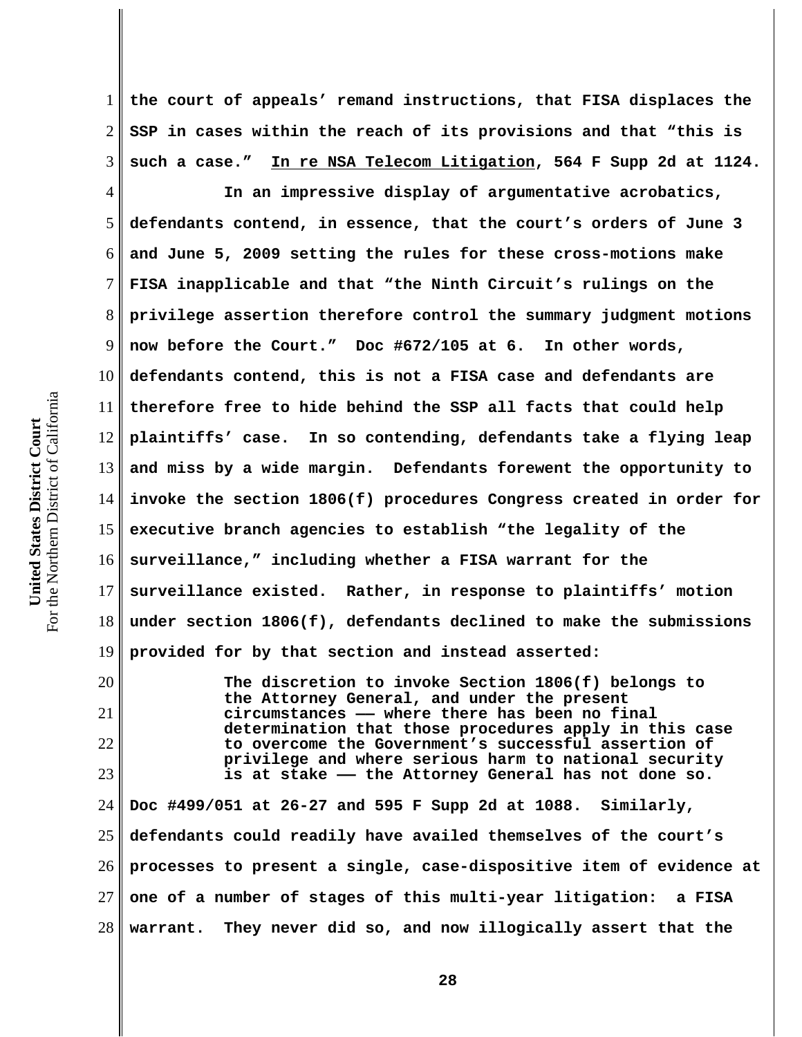the court of appeals' remand instructions, that FISA displaces the SSP in cases within the reach of its provisions and that "this is such a case." In re NSA Telecom Litigation, 564 F Supp 2d at 1124.

In an impressive display of argumentative acrobatics, defendants contend, in essence, that the court's orders of June 3 and June 5, 2009 setting the rules for these cross-motions make FISA inapplicable and that "the Ninth Circuit's rulings on the privilege assertion therefore control the summary judgment motions now before the Court." Doc #672/105 at 6. In other words, defendants contend, this is not a FISA case and defendants are therefore free to hide behind the SSP all facts that could help plaintiffs' case. In so contending, defendants take a flying leap and miss by a wide margin. Defendants forewent the opportunity to invoke the section 1806(f) procedures Congress created in order for executive branch agencies to establish "the legality of the surveillance," including whether a FISA warrant for the surveillance existed. Rather, in response to plaintiffs' motion under section 1806(f), defendants declined to make the submissions provided for by that section and instead asserted:

> The discretion to invoke Section 1806(f) belongs to the Attorney General, and under the present circumstances —— where there has been no final determination that those procedures apply in this case to overcome the Government's successful assertion of privilege and where serious harm to national security is at stake —— the Attorney General has not done so.

Doc #499/051 at 26-27 and 595 F Supp 2d at 1088. Similarly, defendants could readily have availed themselves of the court's processes to present a single, case-dispositive item of evidence at one of a number of stages of this multi-year litigation: a FISA warrant. They never did so, and now illogically assert that the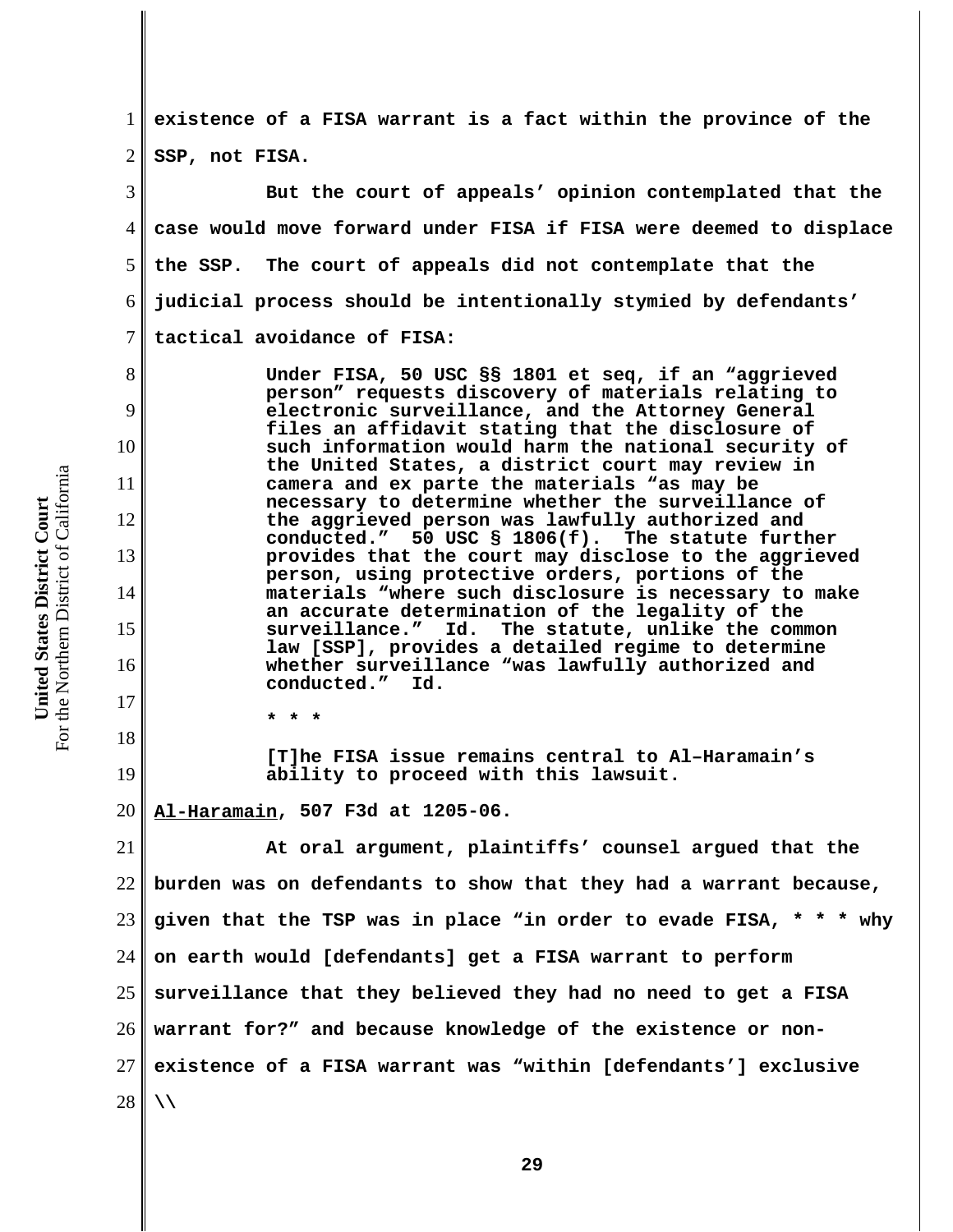existence of a FISA warrant is a fact within the province of the SSP, not FISA.

But the court of appeals' opinion contemplated that the case would move forward under FISA if FISA were deemed to displace the SSP. The court of appeals did not contemplate that the judicial process should be intentionally stymied by defendants' tactical avoidance of FISA:

> Under FISA, 50 USC §§ 1801 et seq, if an "aggrieved person" requests discovery of materials relating to electronic surveillance, and the Attorney General files an affidavit stating that the disclosure of such information would harm the national security of the United States, a district court may review in camera and ex parte the materials "as may be necessary to determine whether the surveillance of the aggrieved person was lawfully authorized and conducted." 50 USC § 1806(f). The statute further provides that the court may disclose to the aggrieved person, using protective orders, portions of the materials "where such disclosure is necessary to make an accurate determination of the legality of the surveillance." Id. The statute, unlike the common law [SSP], provides a detailed regime to determine whether surveillance "was lawfully authorized and conducted." Id.
>
> * * *
>
> [T]he FISA issue remains central to Al–Haramain's ability to proceed with this lawsuit.

Al-Haramain, 507 F3d at 1205-06.

At oral argument, plaintiffs' counsel argued that the burden was on defendants to show that they had a warrant because, given that the TSP was in place "in order to evade FISA, * * * why on earth would [defendants] get a FISA warrant to perform surveillance that they believed they had no need to get a FISA warrant for?" and because knowledge of the existence or non-existence of a FISA warrant was "within [defendants'] exclusive

\\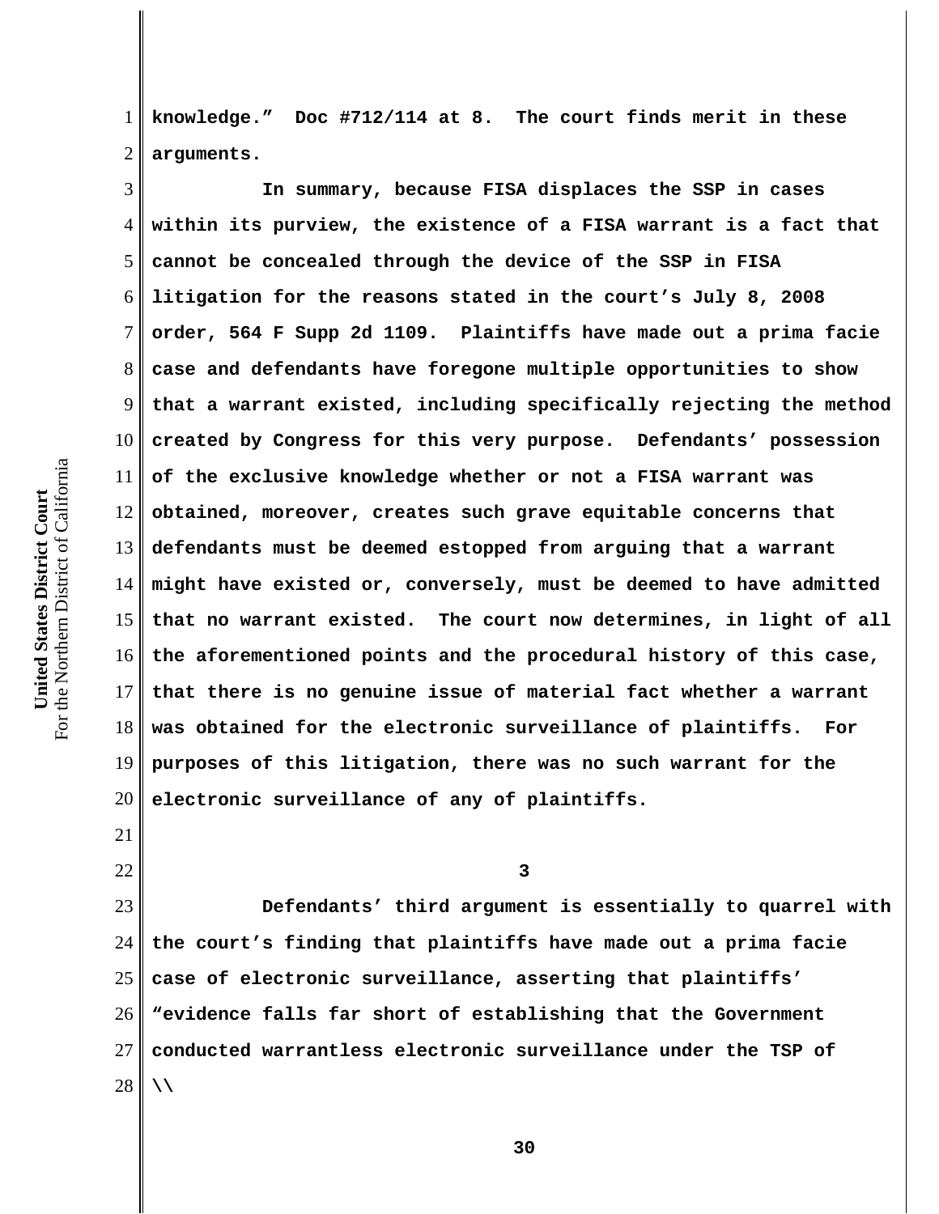knowledge." Doc #712/114 at 8. The court finds merit in these arguments.

In summary, because FISA displaces the SSP in cases within its purview, the existence of a FISA warrant is a fact that cannot be concealed through the device of the SSP in FISA litigation for the reasons stated in the court's July 8, 2008 order, 564 F Supp 2d 1109. Plaintiffs have made out a prima facie case and defendants have foregone multiple opportunities to show that a warrant existed, including specifically rejecting the method created by Congress for this very purpose. Defendants' possession of the exclusive knowledge whether or not a FISA warrant was obtained, moreover, creates such grave equitable concerns that defendants must be deemed estopped from arguing that a warrant might have existed or, conversely, must be deemed to have admitted that no warrant existed. The court now determines, in light of all the aforementioned points and the procedural history of this case, that there is no genuine issue of material fact whether a warrant was obtained for the electronic surveillance of plaintiffs. For purposes of this litigation, there was no such warrant for the electronic surveillance of any of plaintiffs.

### 3

Defendants' third argument is essentially to quarrel with the court's finding that plaintiffs have made out a prima facie case of electronic surveillance, asserting that plaintiffs' "evidence falls far short of establishing that the Government conducted warrantless electronic surveillance under the TSP of

\\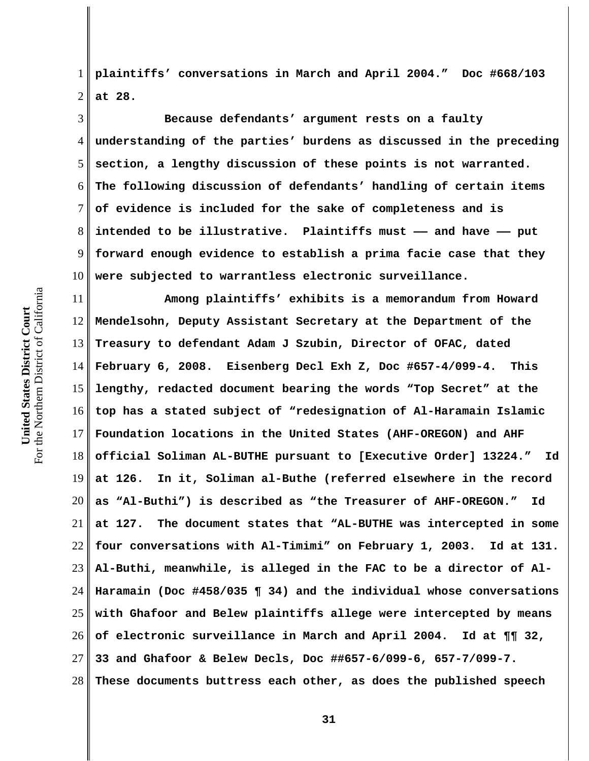plaintiffs' conversations in March and April 2004." Doc #668/103 at 28.

Because defendants' argument rests on a faulty understanding of the parties' burdens as discussed in the preceding section, a lengthy discussion of these points is not warranted. The following discussion of defendants' handling of certain items of evidence is included for the sake of completeness and is intended to be illustrative. Plaintiffs must —— and have —— put forward enough evidence to establish a prima facie case that they were subjected to warrantless electronic surveillance.

Among plaintiffs' exhibits is a memorandum from Howard Mendelsohn, Deputy Assistant Secretary at the Department of the Treasury to defendant Adam J Szubin, Director of OFAC, dated February 6, 2008. Eisenberg Decl Exh Z, Doc #657-4/099-4. This lengthy, redacted document bearing the words "Top Secret" at the top has a stated subject of "redesignation of Al-Haramain Islamic Foundation locations in the United States (AHF-OREGON) and AHF official Soliman AL-BUTHE pursuant to [Executive Order] 13224." Id at 126. In it, Soliman al-Buthe (referred elsewhere in the record as "Al-Buthi") is described as "the Treasurer of AHF-OREGON." Id at 127. The document states that "AL-BUTHE was intercepted in some four conversations with Al-Timimi" on February 1, 2003. Id at 131. Al-Buthi, meanwhile, is alleged in the FAC to be a director of Al-Haramain (Doc #458/035 ¶ 34) and the individual whose conversations with Ghafoor and Belew plaintiffs allege were intercepted by means of electronic surveillance in March and April 2004. Id at ¶¶ 32, 33 and Ghafoor & Belew Decls, Doc ##657-6/099-6, 657-7/099-7. These documents buttress each other, as does the published speech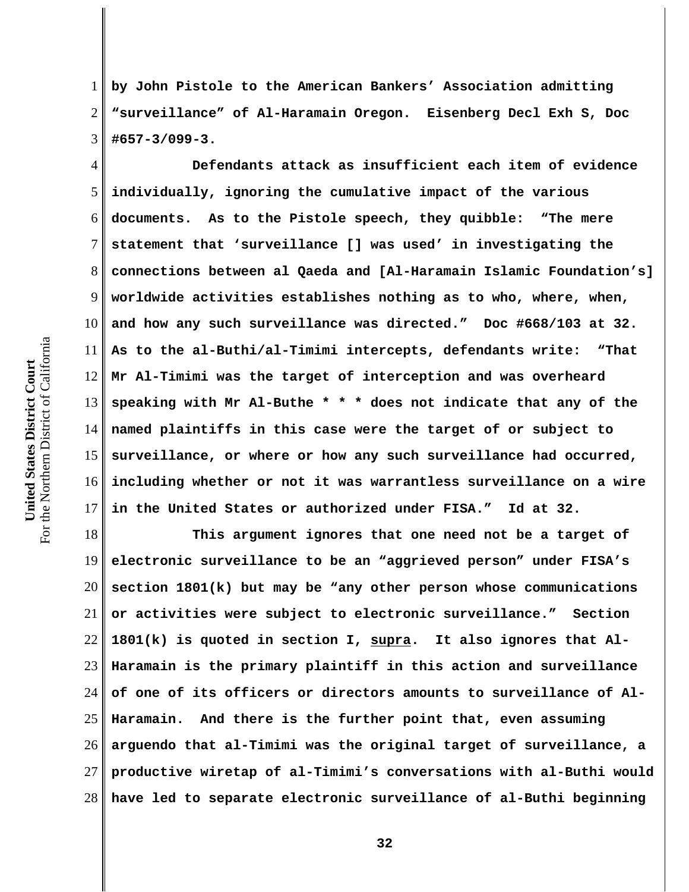by John Pistole to the American Bankers' Association admitting "surveillance" of Al-Haramain Oregon. Eisenberg Decl Exh S, Doc #657-3/099-3.

Defendants attack as insufficient each item of evidence individually, ignoring the cumulative impact of the various documents. As to the Pistole speech, they quibble: "The mere statement that 'surveillance [] was used' in investigating the connections between al Qaeda and [Al-Haramain Islamic Foundation's] worldwide activities establishes nothing as to who, where, when, and how any such surveillance was directed." Doc #668/103 at 32. As to the al-Buthi/al-Timimi intercepts, defendants write: "That Mr Al-Timimi was the target of interception and was overheard speaking with Mr Al-Buthe * * * does not indicate that any of the named plaintiffs in this case were the target of or subject to surveillance, or where or how any such surveillance had occurred, including whether or not it was warrantless surveillance on a wire in the United States or authorized under FISA." Id at 32.

This argument ignores that one need not be a target of electronic surveillance to be an "aggrieved person" under FISA's section 1801(k) but may be "any other person whose communications or activities were subject to electronic surveillance." Section 1801(k) is quoted in section I, supra. It also ignores that Al-Haramain is the primary plaintiff in this action and surveillance of one of its officers or directors amounts to surveillance of Al-Haramain. And there is the further point that, even assuming arguendo that al-Timimi was the original target of surveillance, a productive wiretap of al-Timimi's conversations with al-Buthi would have led to separate electronic surveillance of al-Buthi beginning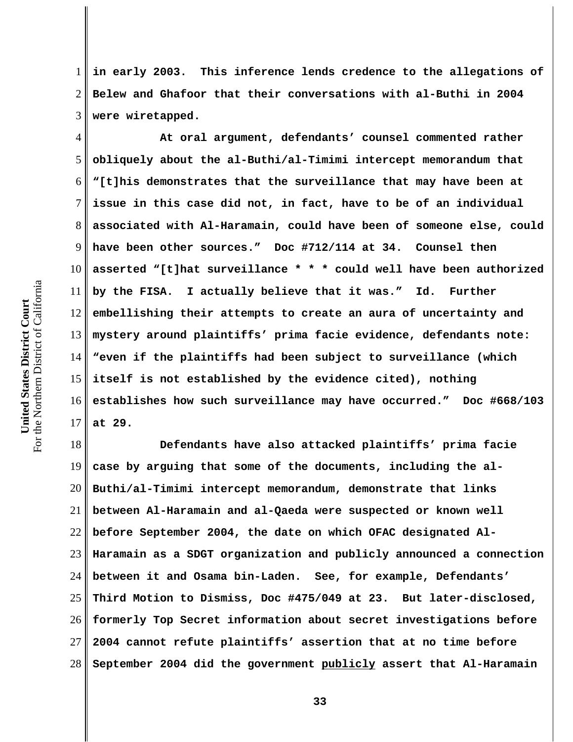in early 2003. This inference lends credence to the allegations of Belew and Ghafoor that their conversations with al-Buthi in 2004 were wiretapped.

At oral argument, defendants' counsel commented rather obliquely about the al-Buthi/al-Timimi intercept memorandum that "[t]his demonstrates that the surveillance that may have been at issue in this case did not, in fact, have to be of an individual associated with Al-Haramain, could have been of someone else, could have been other sources." Doc #712/114 at 34. Counsel then asserted "[t]hat surveillance * * * could well have been authorized by the FISA. I actually believe that it was." Id. Further embellishing their attempts to create an aura of uncertainty and mystery around plaintiffs' prima facie evidence, defendants note: "even if the plaintiffs had been subject to surveillance (which itself is not established by the evidence cited), nothing establishes how such surveillance may have occurred." Doc #668/103 at 29.

Defendants have also attacked plaintiffs' prima facie case by arguing that some of the documents, including the al-Buthi/al-Timimi intercept memorandum, demonstrate that links between Al-Haramain and al-Qaeda were suspected or known well before September 2004, the date on which OFAC designated Al-Haramain as a SDGT organization and publicly announced a connection between it and Osama bin-Laden. See, for example, Defendants' Third Motion to Dismiss, Doc #475/049 at 23. But later-disclosed, formerly Top Secret information about secret investigations before 2004 cannot refute plaintiffs' assertion that at no time before September 2004 did the government <u>publicly</u> assert that Al-Haramain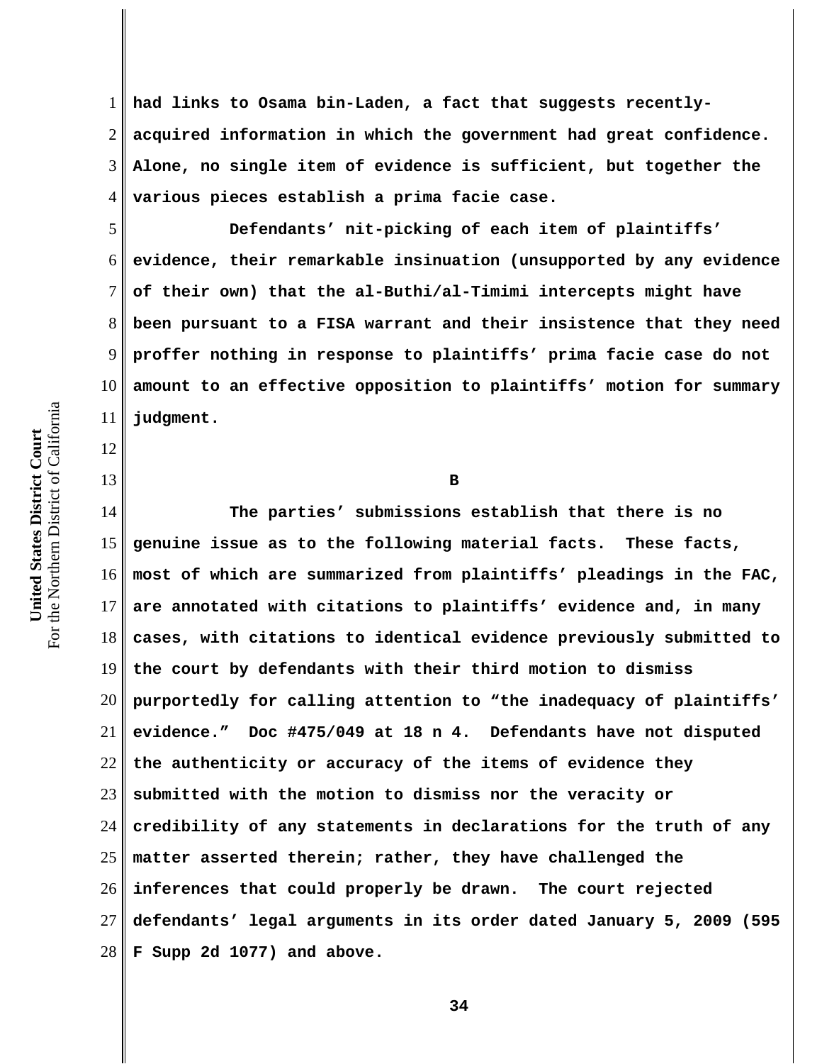had links to Osama bin-Laden, a fact that suggests recently-acquired information in which the government had great confidence. Alone, no single item of evidence is sufficient, but together the various pieces establish a prima facie case.

Defendants' nit-picking of each item of plaintiffs' evidence, their remarkable insinuation (unsupported by any evidence of their own) that the al-Buthi/al-Timimi intercepts might have been pursuant to a FISA warrant and their insistence that they need proffer nothing in response to plaintiffs' prima facie case do not amount to an effective opposition to plaintiffs' motion for summary judgment.

B

The parties' submissions establish that there is no genuine issue as to the following material facts. These facts, most of which are summarized from plaintiffs' pleadings in the FAC, are annotated with citations to plaintiffs' evidence and, in many cases, with citations to identical evidence previously submitted to the court by defendants with their third motion to dismiss purportedly for calling attention to "the inadequacy of plaintiffs' evidence." Doc #475/049 at 18 n 4. Defendants have not disputed the authenticity or accuracy of the items of evidence they submitted with the motion to dismiss nor the veracity or credibility of any statements in declarations for the truth of any matter asserted therein; rather, they have challenged the inferences that could properly be drawn. The court rejected defendants' legal arguments in its order dated January 5, 2009 (595 F Supp 2d 1077) and above.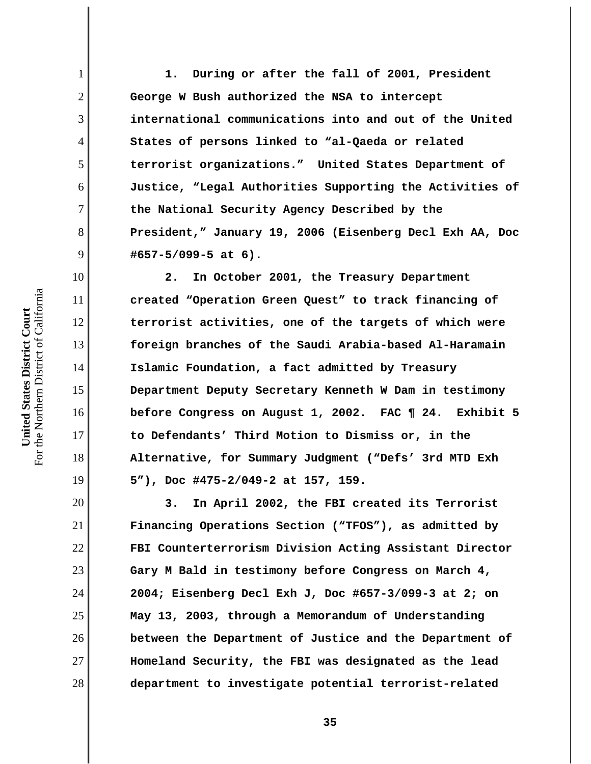**1. During or after the fall of 2001, President George W Bush authorized the NSA to intercept international communications into and out of the United States of persons linked to "al-Qaeda or related terrorist organizations." United States Department of Justice, "Legal Authorities Supporting the Activities of the National Security Agency Described by the President," January 19, 2006 (Eisenberg Decl Exh AA, Doc #657-5/099-5 at 6).**

**2. In October 2001, the Treasury Department created "Operation Green Quest" to track financing of terrorist activities, one of the targets of which were foreign branches of the Saudi Arabia-based Al-Haramain Islamic Foundation, a fact admitted by Treasury Department Deputy Secretary Kenneth W Dam in testimony before Congress on August 1, 2002. FAC ¶ 24. Exhibit 5 to Defendants' Third Motion to Dismiss or, in the Alternative, for Summary Judgment ("Defs' 3rd MTD Exh 5"), Doc #475-2/049-2 at 157, 159.**

**3. In April 2002, the FBI created its Terrorist Financing Operations Section ("TFOS"), as admitted by FBI Counterterrorism Division Acting Assistant Director Gary M Bald in testimony before Congress on March 4, 2004; Eisenberg Decl Exh J, Doc #657-3/099-3 at 2; on May 13, 2003, through a Memorandum of Understanding between the Department of Justice and the Department of Homeland Security, the FBI was designated as the lead department to investigate potential terrorist-related**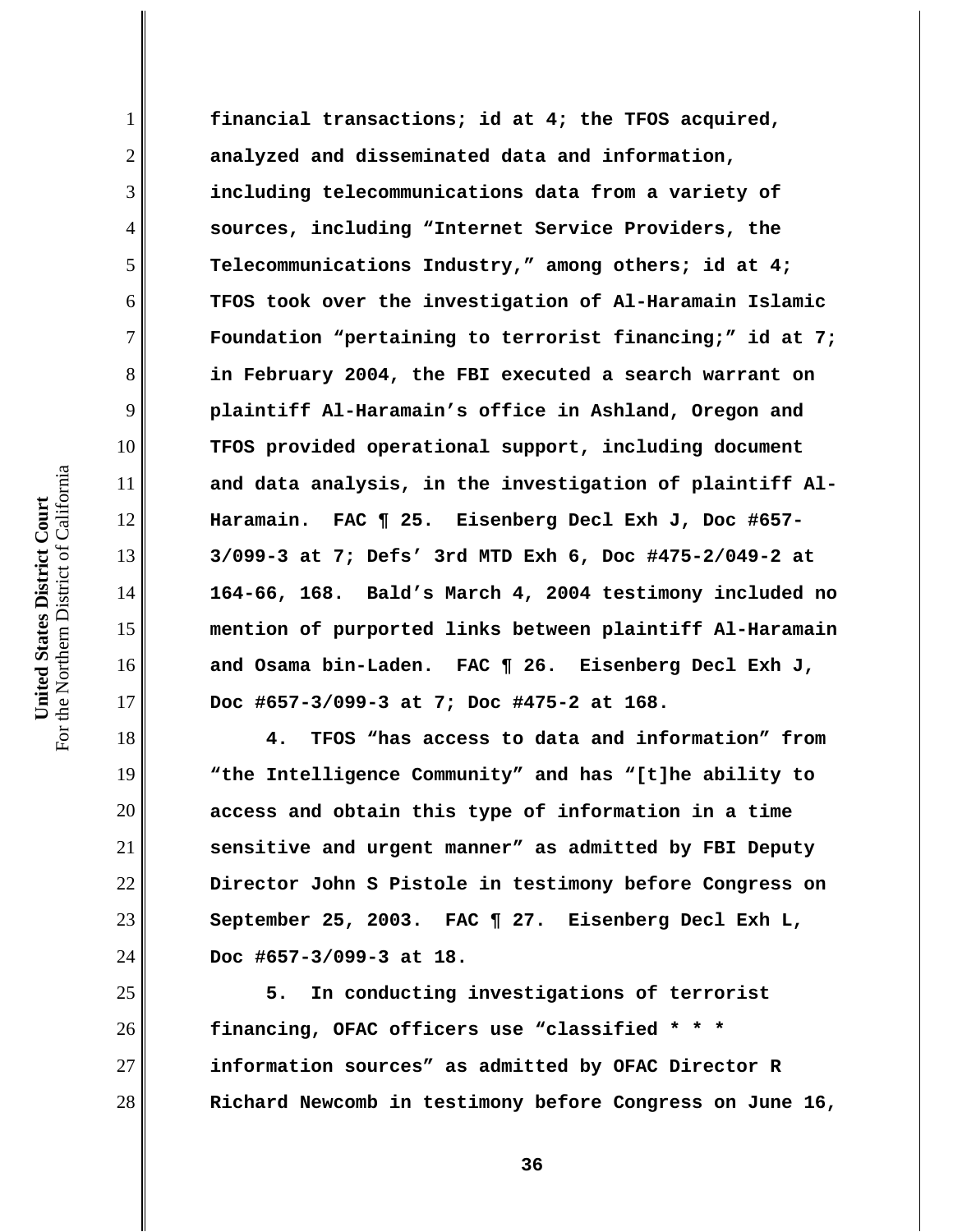**financial transactions; id at 4; the TFOS acquired, analyzed and disseminated data and information, including telecommunications data from a variety of sources, including "Internet Service Providers, the Telecommunications Industry," among others; id at 4; TFOS took over the investigation of Al-Haramain Islamic Foundation "pertaining to terrorist financing;" id at 7; in February 2004, the FBI executed a search warrant on plaintiff Al-Haramain's office in Ashland, Oregon and TFOS provided operational support, including document and data analysis, in the investigation of plaintiff Al-Haramain. FAC ¶ 25. Eisenberg Decl Exh J, Doc #657-3/099-3 at 7; Defs' 3rd MTD Exh 6, Doc #475-2/049-2 at 164-66, 168. Bald's March 4, 2004 testimony included no mention of purported links between plaintiff Al-Haramain and Osama bin-Laden. FAC ¶ 26. Eisenberg Decl Exh J, Doc #657-3/099-3 at 7; Doc #475-2 at 168.**

**4. TFOS "has access to data and information" from "the Intelligence Community" and has "[t]he ability to access and obtain this type of information in a time sensitive and urgent manner" as admitted by FBI Deputy Director John S Pistole in testimony before Congress on September 25, 2003. FAC ¶ 27. Eisenberg Decl Exh L, Doc #657-3/099-3 at 18.**

**5. In conducting investigations of terrorist financing, OFAC officers use "classified * * * information sources" as admitted by OFAC Director R Richard Newcomb in testimony before Congress on June 16,**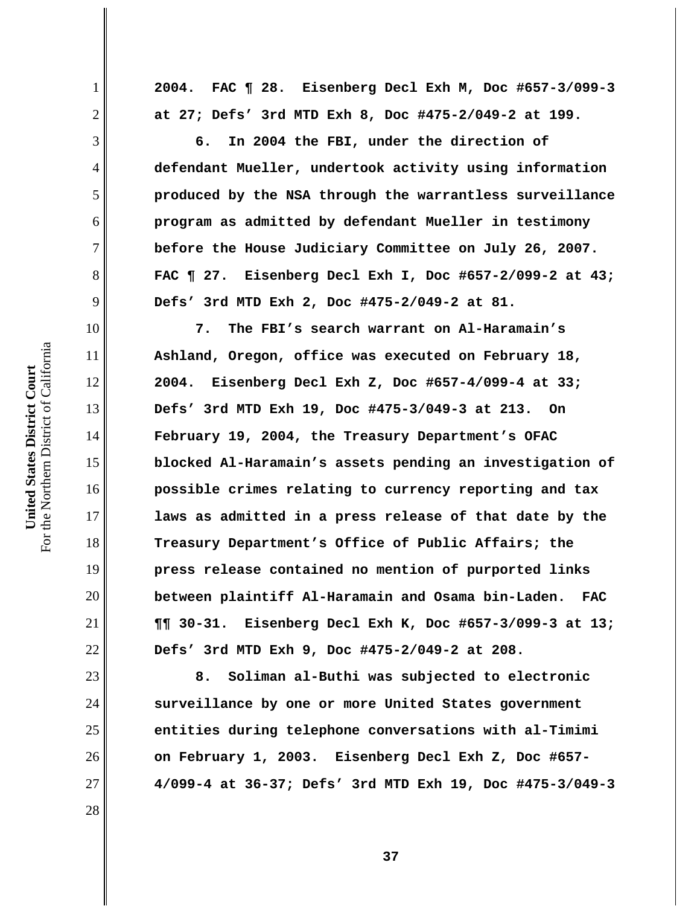**2004. FAC ¶ 28. Eisenberg Decl Exh M, Doc #657-3/099-3 at 27; Defs' 3rd MTD Exh 8, Doc #475-2/049-2 at 199.**

**6. In 2004 the FBI, under the direction of defendant Mueller, undertook activity using information produced by the NSA through the warrantless surveillance program as admitted by defendant Mueller in testimony before the House Judiciary Committee on July 26, 2007. FAC ¶ 27. Eisenberg Decl Exh I, Doc #657-2/099-2 at 43; Defs' 3rd MTD Exh 2, Doc #475-2/049-2 at 81.**

**7. The FBI's search warrant on Al-Haramain's Ashland, Oregon, office was executed on February 18, 2004. Eisenberg Decl Exh Z, Doc #657-4/099-4 at 33; Defs' 3rd MTD Exh 19, Doc #475-3/049-3 at 213. On February 19, 2004, the Treasury Department's OFAC blocked Al-Haramain's assets pending an investigation of possible crimes relating to currency reporting and tax laws as admitted in a press release of that date by the Treasury Department's Office of Public Affairs; the press release contained no mention of purported links between plaintiff Al-Haramain and Osama bin-Laden. FAC ¶¶ 30-31. Eisenberg Decl Exh K, Doc #657-3/099-3 at 13; Defs' 3rd MTD Exh 9, Doc #475-2/049-2 at 208.**

**8. Soliman al-Buthi was subjected to electronic surveillance by one or more United States government entities during telephone conversations with al-Timimi on February 1, 2003. Eisenberg Decl Exh Z, Doc #657-4/099-4 at 36-37; Defs' 3rd MTD Exh 19, Doc #475-3/049-3**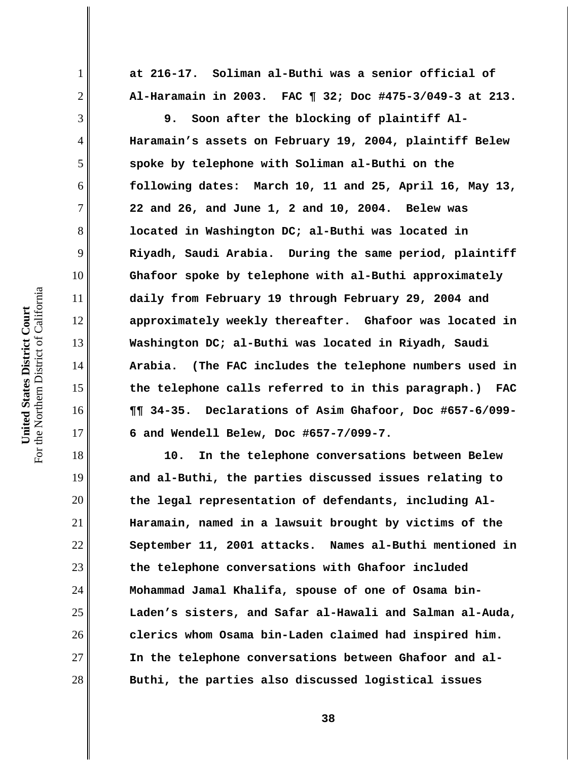**at 216-17. Soliman al-Buthi was a senior official of Al-Haramain in 2003. FAC ¶ 32; Doc #475-3/049-3 at 213.**

**9. Soon after the blocking of plaintiff Al-Haramain's assets on February 19, 2004, plaintiff Belew spoke by telephone with Soliman al-Buthi on the following dates: March 10, 11 and 25, April 16, May 13, 22 and 26, and June 1, 2 and 10, 2004. Belew was located in Washington DC; al-Buthi was located in Riyadh, Saudi Arabia. During the same period, plaintiff Ghafoor spoke by telephone with al-Buthi approximately daily from February 19 through February 29, 2004 and approximately weekly thereafter. Ghafoor was located in Washington DC; al-Buthi was located in Riyadh, Saudi Arabia. (The FAC includes the telephone numbers used in the telephone calls referred to in this paragraph.) FAC ¶¶ 34-35. Declarations of Asim Ghafoor, Doc #657-6/099-6 and Wendell Belew, Doc #657-7/099-7.**

**10. In the telephone conversations between Belew and al-Buthi, the parties discussed issues relating to the legal representation of defendants, including Al-Haramain, named in a lawsuit brought by victims of the September 11, 2001 attacks. Names al-Buthi mentioned in the telephone conversations with Ghafoor included Mohammad Jamal Khalifa, spouse of one of Osama bin-Laden's sisters, and Safar al-Hawali and Salman al-Auda, clerics whom Osama bin-Laden claimed had inspired him. In the telephone conversations between Ghafoor and al-Buthi, the parties also discussed logistical issues**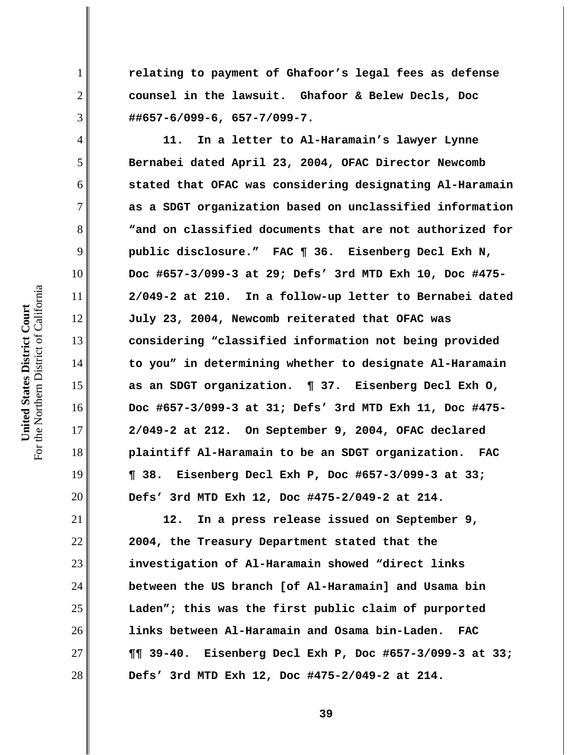**relating to payment of Ghafoor's legal fees as defense counsel in the lawsuit. Ghafoor & Belew Decls, Doc ##657-6/099-6, 657-7/099-7.**

**11. In a letter to Al-Haramain's lawyer Lynne Bernabei dated April 23, 2004, OFAC Director Newcomb stated that OFAC was considering designating Al-Haramain as a SDGT organization based on unclassified information "and on classified documents that are not authorized for public disclosure." FAC ¶ 36. Eisenberg Decl Exh N, Doc #657-3/099-3 at 29; Defs' 3rd MTD Exh 10, Doc #475-2/049-2 at 210. In a follow-up letter to Bernabei dated July 23, 2004, Newcomb reiterated that OFAC was considering "classified information not being provided to you" in determining whether to designate Al-Haramain as an SDGT organization. ¶ 37. Eisenberg Decl Exh O, Doc #657-3/099-3 at 31; Defs' 3rd MTD Exh 11, Doc #475-2/049-2 at 212. On September 9, 2004, OFAC declared plaintiff Al-Haramain to be an SDGT organization. FAC ¶ 38. Eisenberg Decl Exh P, Doc #657-3/099-3 at 33; Defs' 3rd MTD Exh 12, Doc #475-2/049-2 at 214.**

**12. In a press release issued on September 9, 2004, the Treasury Department stated that the investigation of Al-Haramain showed "direct links between the US branch [of Al-Haramain] and Usama bin Laden"; this was the first public claim of purported links between Al-Haramain and Osama bin-Laden. FAC ¶¶ 39-40. Eisenberg Decl Exh P, Doc #657-3/099-3 at 33; Defs' 3rd MTD Exh 12, Doc #475-2/049-2 at 214.**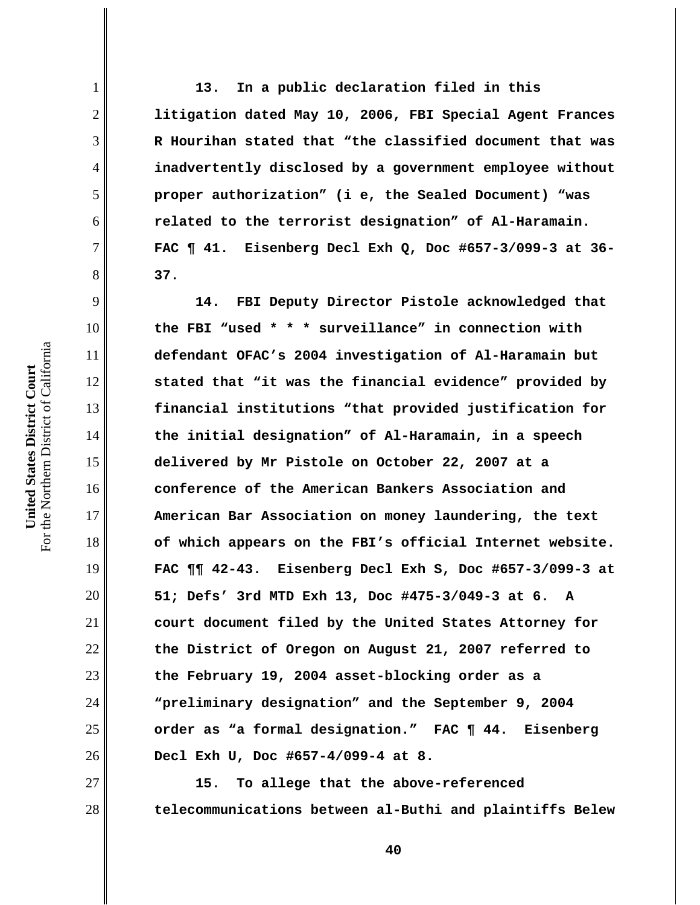**13. In a public declaration filed in this litigation dated May 10, 2006, FBI Special Agent Frances R Hourihan stated that "the classified document that was inadvertently disclosed by a government employee without proper authorization" (i e, the Sealed Document) "was related to the terrorist designation" of Al-Haramain. FAC ¶ 41. Eisenberg Decl Exh Q, Doc #657-3/099-3 at 36-37.**

**14. FBI Deputy Director Pistole acknowledged that the FBI "used * * * surveillance" in connection with defendant OFAC's 2004 investigation of Al-Haramain but stated that "it was the financial evidence" provided by financial institutions "that provided justification for the initial designation" of Al-Haramain, in a speech delivered by Mr Pistole on October 22, 2007 at a conference of the American Bankers Association and American Bar Association on money laundering, the text of which appears on the FBI's official Internet website. FAC ¶¶ 42-43. Eisenberg Decl Exh S, Doc #657-3/099-3 at 51; Defs' 3rd MTD Exh 13, Doc #475-3/049-3 at 6. A court document filed by the United States Attorney for the District of Oregon on August 21, 2007 referred to the February 19, 2004 asset-blocking order as a "preliminary designation" and the September 9, 2004 order as "a formal designation." FAC ¶ 44. Eisenberg Decl Exh U, Doc #657-4/099-4 at 8.**

**15. To allege that the above-referenced telecommunications between al-Buthi and plaintiffs Belew**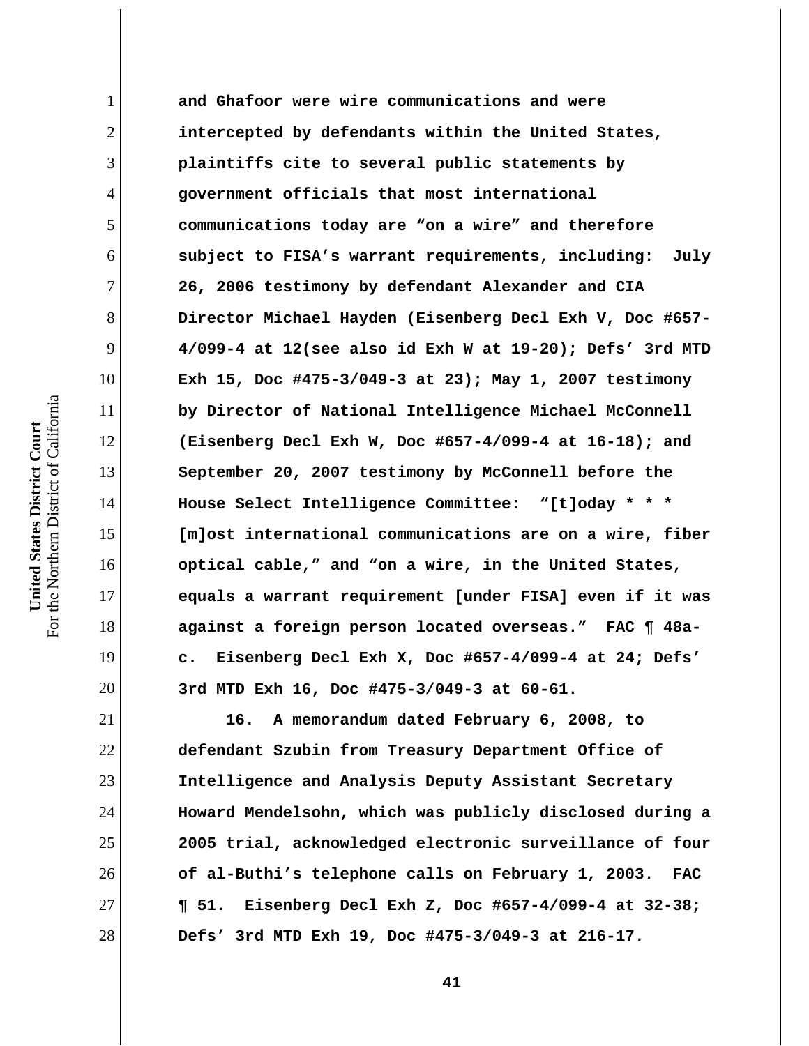**and Ghafoor were wire communications and were intercepted by defendants within the United States, plaintiffs cite to several public statements by government officials that most international communications today are "on a wire" and therefore subject to FISA's warrant requirements, including: July 26, 2006 testimony by defendant Alexander and CIA Director Michael Hayden (Eisenberg Decl Exh V, Doc #657-4/099-4 at 12(see also id Exh W at 19-20); Defs' 3rd MTD Exh 15, Doc #475-3/049-3 at 23); May 1, 2007 testimony by Director of National Intelligence Michael McConnell (Eisenberg Decl Exh W, Doc #657-4/099-4 at 16-18); and September 20, 2007 testimony by McConnell before the House Select Intelligence Committee: "[t]oday * * * [m]ost international communications are on a wire, fiber optical cable," and "on a wire, in the United States, equals a warrant requirement [under FISA] even if it was against a foreign person located overseas." FAC ¶ 48a-c. Eisenberg Decl Exh X, Doc #657-4/099-4 at 24; Defs' 3rd MTD Exh 16, Doc #475-3/049-3 at 60-61.**

**16. A memorandum dated February 6, 2008, to defendant Szubin from Treasury Department Office of Intelligence and Analysis Deputy Assistant Secretary Howard Mendelsohn, which was publicly disclosed during a 2005 trial, acknowledged electronic surveillance of four of al-Buthi's telephone calls on February 1, 2003. FAC ¶ 51. Eisenberg Decl Exh Z, Doc #657-4/099-4 at 32-38; Defs' 3rd MTD Exh 19, Doc #475-3/049-3 at 216-17.**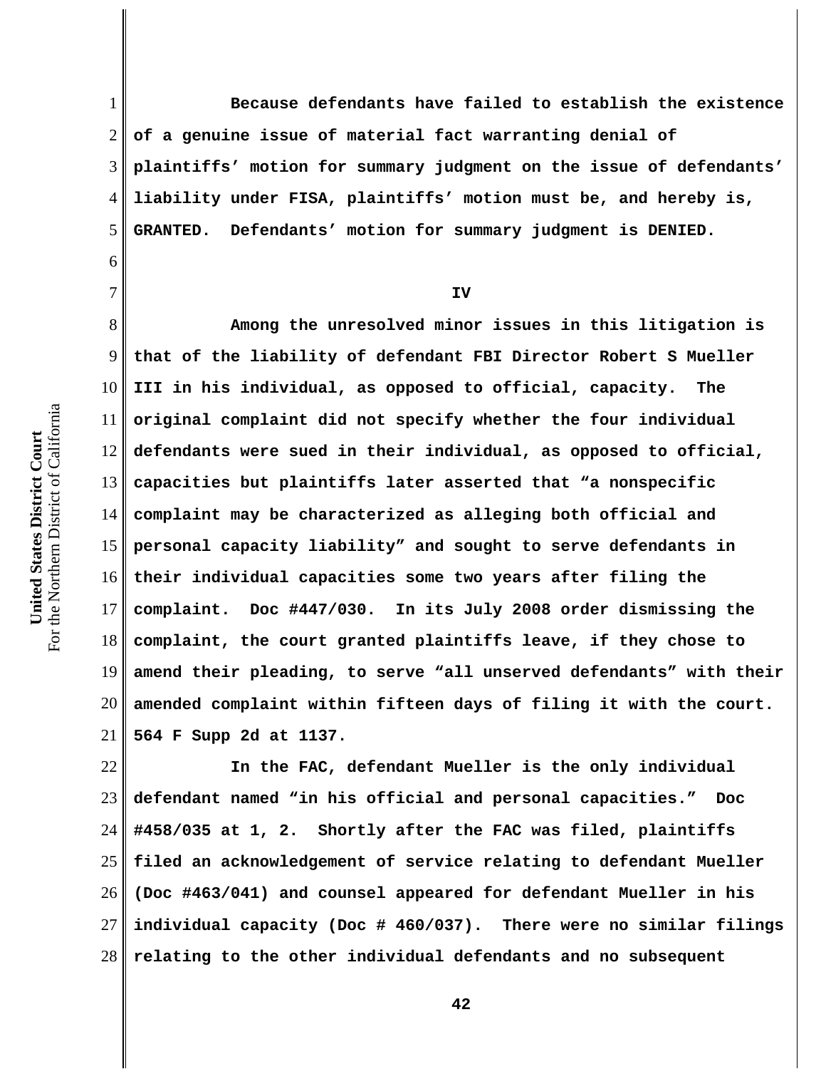**Because defendants have failed to establish the existence of a genuine issue of material fact warranting denial of plaintiffs' motion for summary judgment on the issue of defendants' liability under FISA, plaintiffs' motion must be, and hereby is, GRANTED. Defendants' motion for summary judgment is DENIED.**

## IV

**Among the unresolved minor issues in this litigation is that of the liability of defendant FBI Director Robert S Mueller III in his individual, as opposed to official, capacity. The original complaint did not specify whether the four individual defendants were sued in their individual, as opposed to official, capacities but plaintiffs later asserted that "a nonspecific complaint may be characterized as alleging both official and personal capacity liability" and sought to serve defendants in their individual capacities some two years after filing the complaint. Doc #447/030. In its July 2008 order dismissing the complaint, the court granted plaintiffs leave, if they chose to amend their pleading, to serve "all unserved defendants" with their amended complaint within fifteen days of filing it with the court. 564 F Supp 2d at 1137.**

**In the FAC, defendant Mueller is the only individual defendant named "in his official and personal capacities." Doc #458/035 at 1, 2. Shortly after the FAC was filed, plaintiffs filed an acknowledgement of service relating to defendant Mueller (Doc #463/041) and counsel appeared for defendant Mueller in his individual capacity (Doc # 460/037). There were no similar filings relating to the other individual defendants and no subsequent**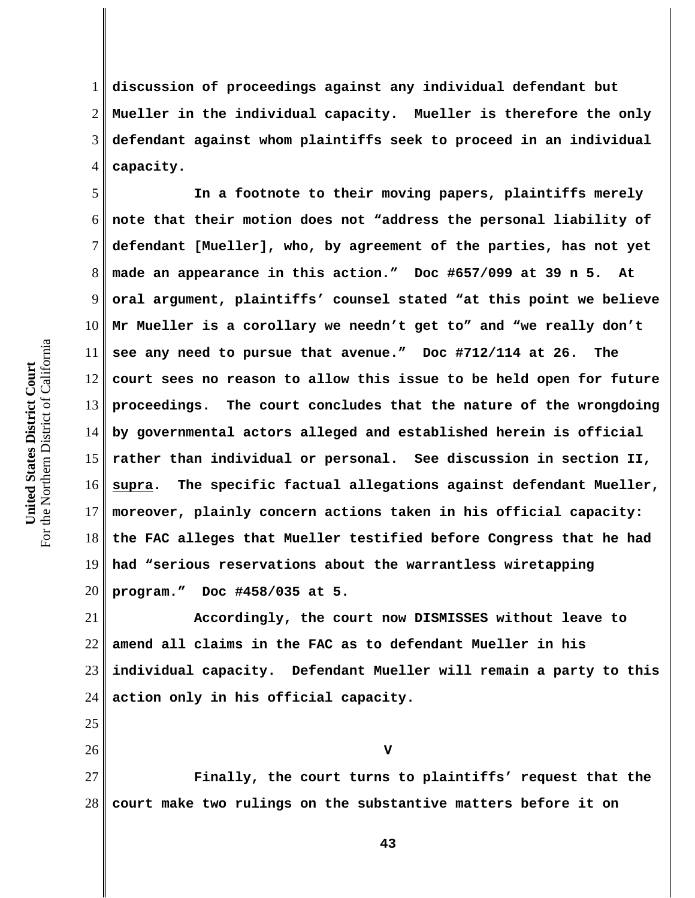discussion of proceedings against any individual defendant but Mueller in the individual capacity. Mueller is therefore the only defendant against whom plaintiffs seek to proceed in an individual capacity.

In a footnote to their moving papers, plaintiffs merely note that their motion does not "address the personal liability of defendant [Mueller], who, by agreement of the parties, has not yet made an appearance in this action." Doc #657/099 at 39 n 5. At oral argument, plaintiffs' counsel stated "at this point we believe Mr Mueller is a corollary we needn't get to" and "we really don't see any need to pursue that avenue." Doc #712/114 at 26. The court sees no reason to allow this issue to be held open for future proceedings. The court concludes that the nature of the wrongdoing by governmental actors alleged and established herein is official rather than individual or personal. See discussion in section II, supra. The specific factual allegations against defendant Mueller, moreover, plainly concern actions taken in his official capacity: the FAC alleges that Mueller testified before Congress that he had had "serious reservations about the warrantless wiretapping program." Doc #458/035 at 5.

Accordingly, the court now DISMISSES without leave to amend all claims in the FAC as to defendant Mueller in his individual capacity. Defendant Mueller will remain a party to this action only in his official capacity.

## V

Finally, the court turns to plaintiffs' request that the court make two rulings on the substantive matters before it on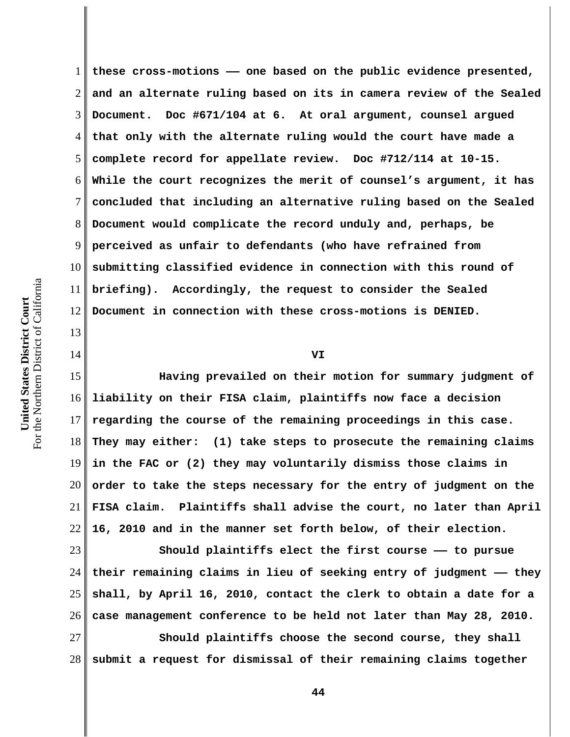these cross-motions —— one based on the public evidence presented, and an alternate ruling based on its in camera review of the Sealed Document. Doc #671/104 at 6. At oral argument, counsel argued that only with the alternate ruling would the court have made a complete record for appellate review. Doc #712/114 at 10-15. While the court recognizes the merit of counsel's argument, it has concluded that including an alternative ruling based on the Sealed Document would complicate the record unduly and, perhaps, be perceived as unfair to defendants (who have refrained from submitting classified evidence in connection with this round of briefing). Accordingly, the request to consider the Sealed Document in connection with these cross-motions is DENIED.

## VI

Having prevailed on their motion for summary judgment of liability on their FISA claim, plaintiffs now face a decision regarding the course of the remaining proceedings in this case. They may either: (1) take steps to prosecute the remaining claims in the FAC or (2) they may voluntarily dismiss those claims in order to take the steps necessary for the entry of judgment on the FISA claim. Plaintiffs shall advise the court, no later than April 16, 2010 and in the manner set forth below, of their election.

Should plaintiffs elect the first course —— to pursue their remaining claims in lieu of seeking entry of judgment —— they shall, by April 16, 2010, contact the clerk to obtain a date for a case management conference to be held not later than May 28, 2010.

Should plaintiffs choose the second course, they shall submit a request for dismissal of their remaining claims together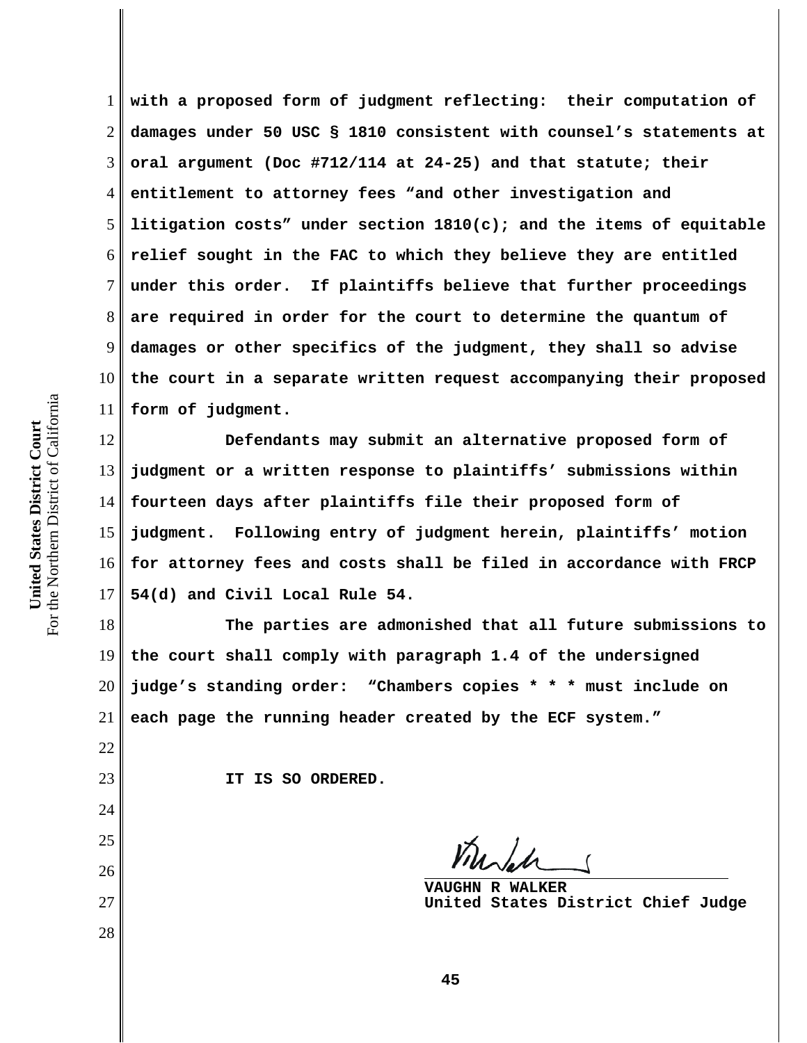**with a proposed form of judgment reflecting: their computation of damages under 50 USC § 1810 consistent with counsel's statements at oral argument (Doc #712/114 at 24-25) and that statute; their entitlement to attorney fees "and other investigation and litigation costs" under section 1810(c); and the items of equitable relief sought in the FAC to which they believe they are entitled under this order. If plaintiffs believe that further proceedings are required in order for the court to determine the quantum of damages or other specifics of the judgment, they shall so advise the court in a separate written request accompanying their proposed form of judgment.**

**Defendants may submit an alternative proposed form of judgment or a written response to plaintiffs' submissions within fourteen days after plaintiffs file their proposed form of judgment. Following entry of judgment herein, plaintiffs' motion for attorney fees and costs shall be filed in accordance with FRCP 54(d) and Civil Local Rule 54.**

**The parties are admonished that all future submissions to the court shall comply with paragraph 1.4 of the undersigned judge's standing order: "Chambers copies * * * must include on each page the running header created by the ECF system."**

**IT IS SO ORDERED.**

**VAUGHN R WALKER**
**United States District Chief Judge**